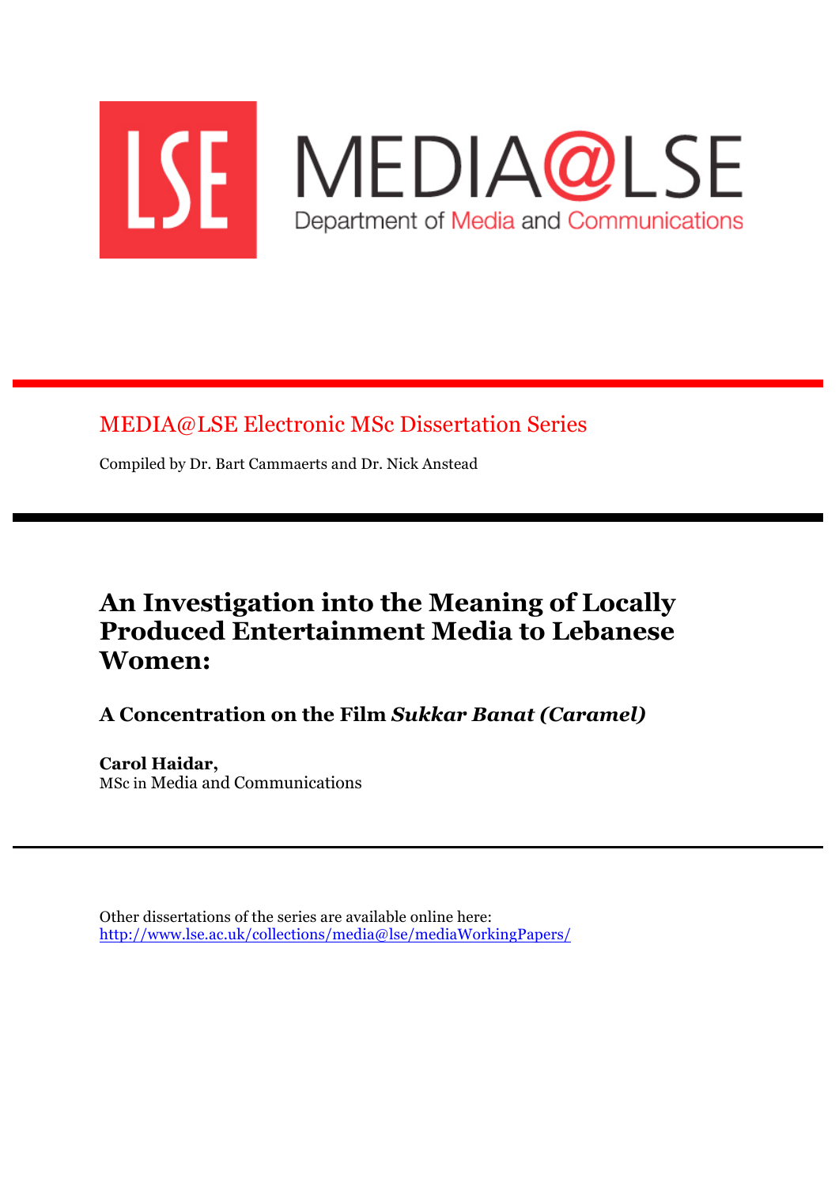LSE MEDIA@LSE

Department of Media and Communications

MEDIA@LSE Electronic MSc Dissertation Series

Compiled by Dr. Bart Cammaerts and Dr. Nick Anstead

# An Investigation into the Meaning of Locally Produced Entertainment Media to Lebanese Women:

## A Concentration on the Film *Sukkar Banat (Caramel)*

**Carol Haidar,**
MSc in Media and Communications

Other dissertations of the series are available online here:
http://www.lse.ac.uk/collections/media@lse/mediaWorkingPapers/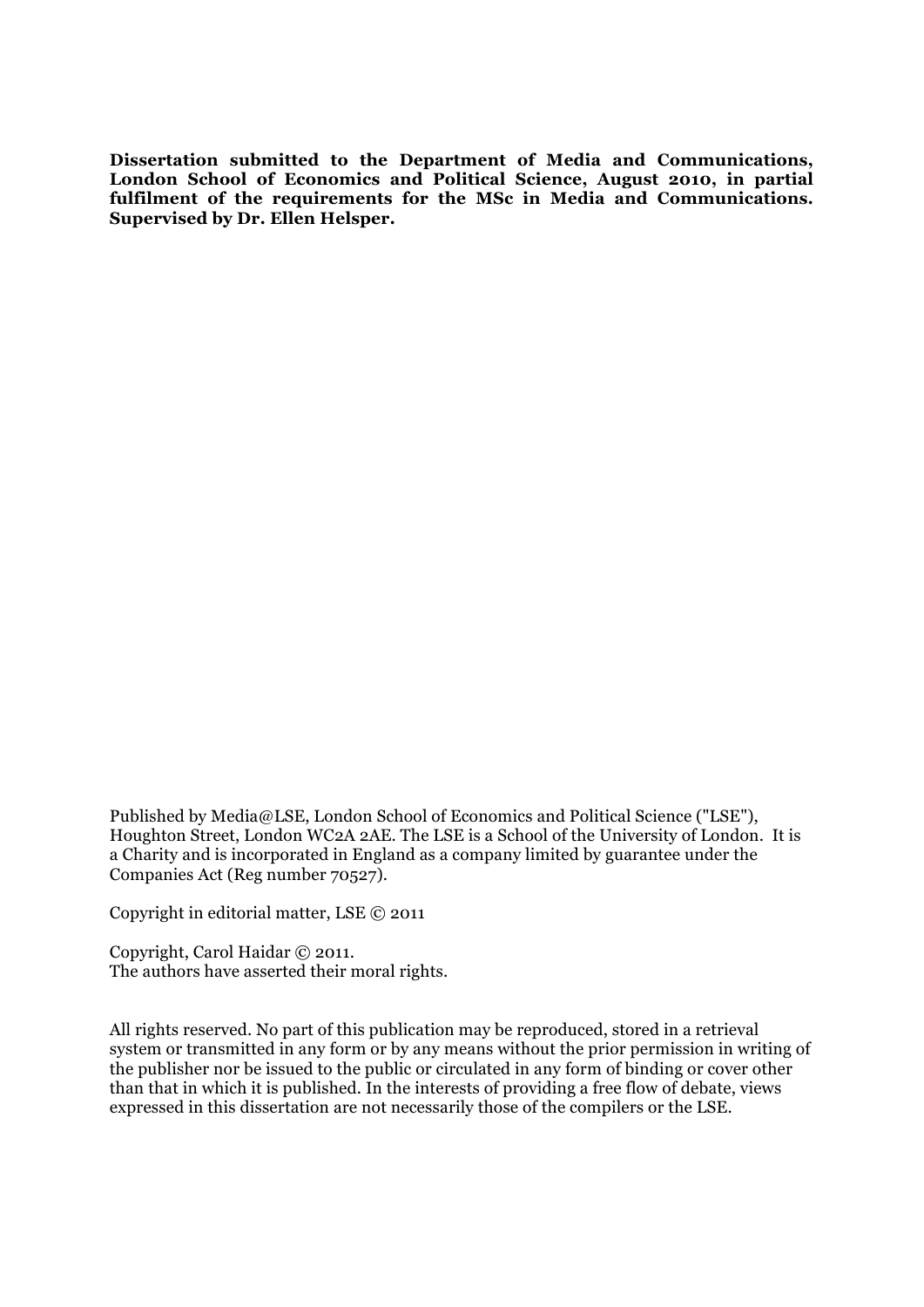**Dissertation submitted to the Department of Media and Communications, London School of Economics and Political Science, August 2010, in partial fulfilment of the requirements for the MSc in Media and Communications. Supervised by Dr. Ellen Helsper.**

Published by Media@LSE, London School of Economics and Political Science ("LSE"), Houghton Street, London WC2A 2AE. The LSE is a School of the University of London. It is a Charity and is incorporated in England as a company limited by guarantee under the Companies Act (Reg number 70527).

Copyright in editorial matter, LSE © 2011

Copyright, Carol Haidar © 2011.
The authors have asserted their moral rights.

All rights reserved. No part of this publication may be reproduced, stored in a retrieval system or transmitted in any form or by any means without the prior permission in writing of the publisher nor be issued to the public or circulated in any form of binding or cover other than that in which it is published. In the interests of providing a free flow of debate, views expressed in this dissertation are not necessarily those of the compilers or the LSE.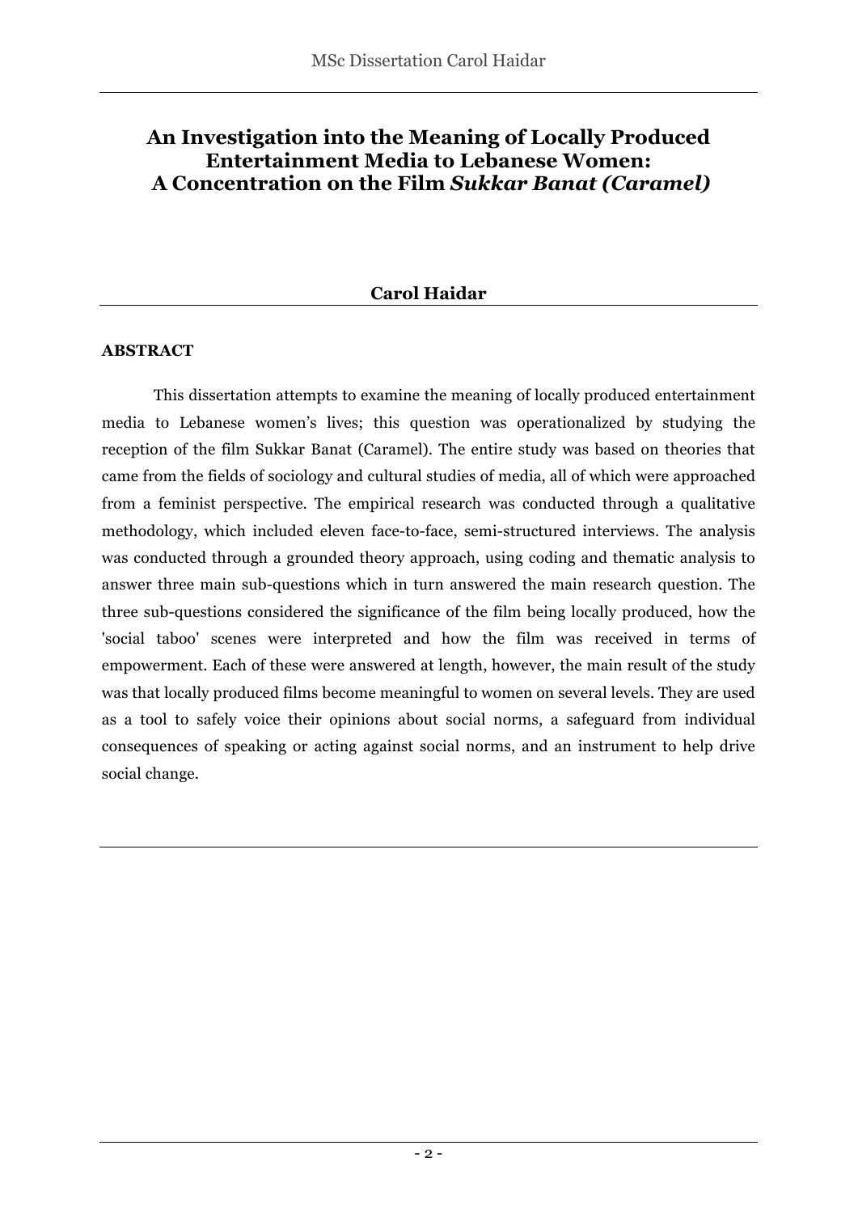# An Investigation into the Meaning of Locally Produced Entertainment Media to Lebanese Women: A Concentration on the Film *Sukkar Banat (Caramel)*

**Carol Haidar**

**ABSTRACT**

This dissertation attempts to examine the meaning of locally produced entertainment media to Lebanese women's lives; this question was operationalized by studying the reception of the film Sukkar Banat (Caramel). The entire study was based on theories that came from the fields of sociology and cultural studies of media, all of which were approached from a feminist perspective. The empirical research was conducted through a qualitative methodology, which included eleven face-to-face, semi-structured interviews. The analysis was conducted through a grounded theory approach, using coding and thematic analysis to answer three main sub-questions which in turn answered the main research question. The three sub-questions considered the significance of the film being locally produced, how the 'social taboo' scenes were interpreted and how the film was received in terms of empowerment. Each of these were answered at length, however, the main result of the study was that locally produced films become meaningful to women on several levels. They are used as a tool to safely voice their opinions about social norms, a safeguard from individual consequences of speaking or acting against social norms, and an instrument to help drive social change.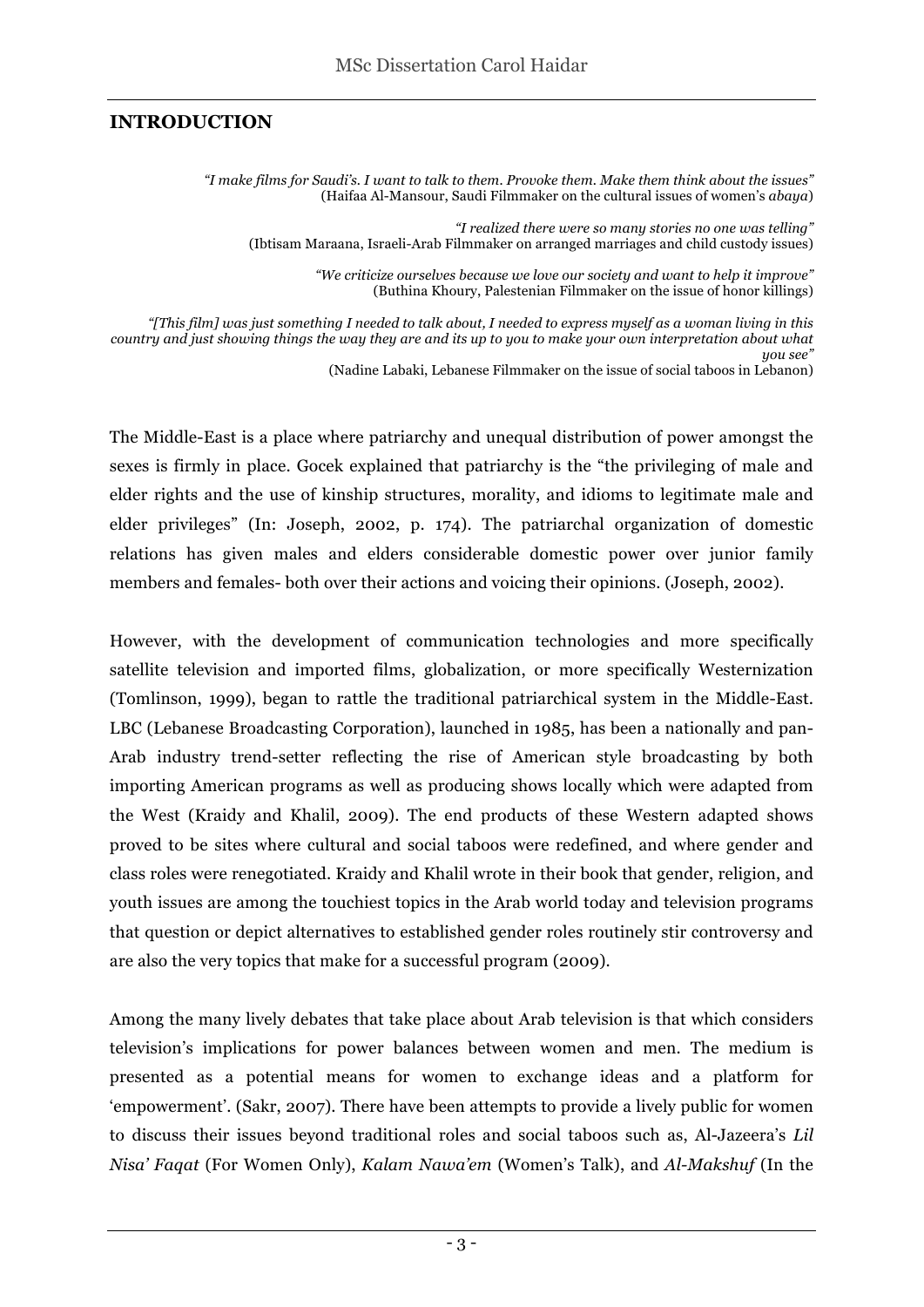## INTRODUCTION

> *"I make films for Saudi's. I want to talk to them. Provoke them. Make them think about the issues"*
> (Haifaa Al-Mansour, Saudi Filmmaker on the cultural issues of women's *abaya*)
>
> *"I realized there were so many stories no one was telling"*
> (Ibtisam Maraana, Israeli-Arab Filmmaker on arranged marriages and child custody issues)
>
> *"We criticize ourselves because we love our society and want to help it improve"*
> (Buthina Khoury, Palestenian Filmmaker on the issue of honor killings)
>
> *"[This film] was just something I needed to talk about, I needed to express myself as a woman living in this country and just showing things the way they are and its up to you to make your own interpretation about what you see"*
> (Nadine Labaki, Lebanese Filmmaker on the issue of social taboos in Lebanon)

The Middle-East is a place where patriarchy and unequal distribution of power amongst the sexes is firmly in place. Gocek explained that patriarchy is the "the privileging of male and elder rights and the use of kinship structures, morality, and idioms to legitimate male and elder privileges" (In: Joseph, 2002, p. 174). The patriarchal organization of domestic relations has given males and elders considerable domestic power over junior family members and females- both over their actions and voicing their opinions. (Joseph, 2002).

However, with the development of communication technologies and more specifically satellite television and imported films, globalization, or more specifically Westernization (Tomlinson, 1999), began to rattle the traditional patriarchical system in the Middle-East. LBC (Lebanese Broadcasting Corporation), launched in 1985, has been a nationally and pan-Arab industry trend-setter reflecting the rise of American style broadcasting by both importing American programs as well as producing shows locally which were adapted from the West (Kraidy and Khalil, 2009). The end products of these Western adapted shows proved to be sites where cultural and social taboos were redefined, and where gender and class roles were renegotiated. Kraidy and Khalil wrote in their book that gender, religion, and youth issues are among the touchiest topics in the Arab world today and television programs that question or depict alternatives to established gender roles routinely stir controversy and are also the very topics that make for a successful program (2009).

Among the many lively debates that take place about Arab television is that which considers television's implications for power balances between women and men. The medium is presented as a potential means for women to exchange ideas and a platform for 'empowerment'. (Sakr, 2007). There have been attempts to provide a lively public for women to discuss their issues beyond traditional roles and social taboos such as, Al-Jazeera's *Lil Nisa' Faqat* (For Women Only), *Kalam Nawa'em* (Women's Talk), and *Al-Makshuf* (In the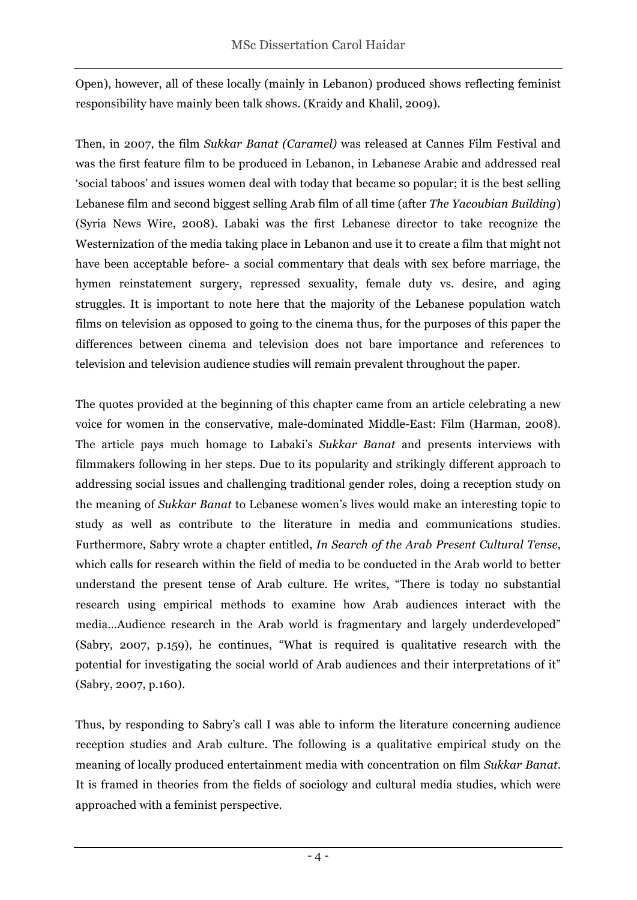Open), however, all of these locally (mainly in Lebanon) produced shows reflecting feminist responsibility have mainly been talk shows. (Kraidy and Khalil, 2009).

Then, in 2007, the film *Sukkar Banat (Caramel)* was released at Cannes Film Festival and was the first feature film to be produced in Lebanon, in Lebanese Arabic and addressed real 'social taboos' and issues women deal with today that became so popular; it is the best selling Lebanese film and second biggest selling Arab film of all time (after *The Yacoubian Building*) (Syria News Wire, 2008). Labaki was the first Lebanese director to take recognize the Westernization of the media taking place in Lebanon and use it to create a film that might not have been acceptable before- a social commentary that deals with sex before marriage, the hymen reinstatement surgery, repressed sexuality, female duty vs. desire, and aging struggles. It is important to note here that the majority of the Lebanese population watch films on television as opposed to going to the cinema thus, for the purposes of this paper the differences between cinema and television does not bare importance and references to television and television audience studies will remain prevalent throughout the paper.

The quotes provided at the beginning of this chapter came from an article celebrating a new voice for women in the conservative, male-dominated Middle-East: Film (Harman, 2008). The article pays much homage to Labaki's *Sukkar Banat* and presents interviews with filmmakers following in her steps. Due to its popularity and strikingly different approach to addressing social issues and challenging traditional gender roles, doing a reception study on the meaning of *Sukkar Banat* to Lebanese women's lives would make an interesting topic to study as well as contribute to the literature in media and communications studies. Furthermore, Sabry wrote a chapter entitled, *In Search of the Arab Present Cultural Tense*, which calls for research within the field of media to be conducted in the Arab world to better understand the present tense of Arab culture. He writes, "There is today no substantial research using empirical methods to examine how Arab audiences interact with the media…Audience research in the Arab world is fragmentary and largely underdeveloped" (Sabry, 2007, p.159), he continues, "What is required is qualitative research with the potential for investigating the social world of Arab audiences and their interpretations of it" (Sabry, 2007, p.160).

Thus, by responding to Sabry's call I was able to inform the literature concerning audience reception studies and Arab culture. The following is a qualitative empirical study on the meaning of locally produced entertainment media with concentration on film *Sukkar Banat*. It is framed in theories from the fields of sociology and cultural media studies, which were approached with a feminist perspective.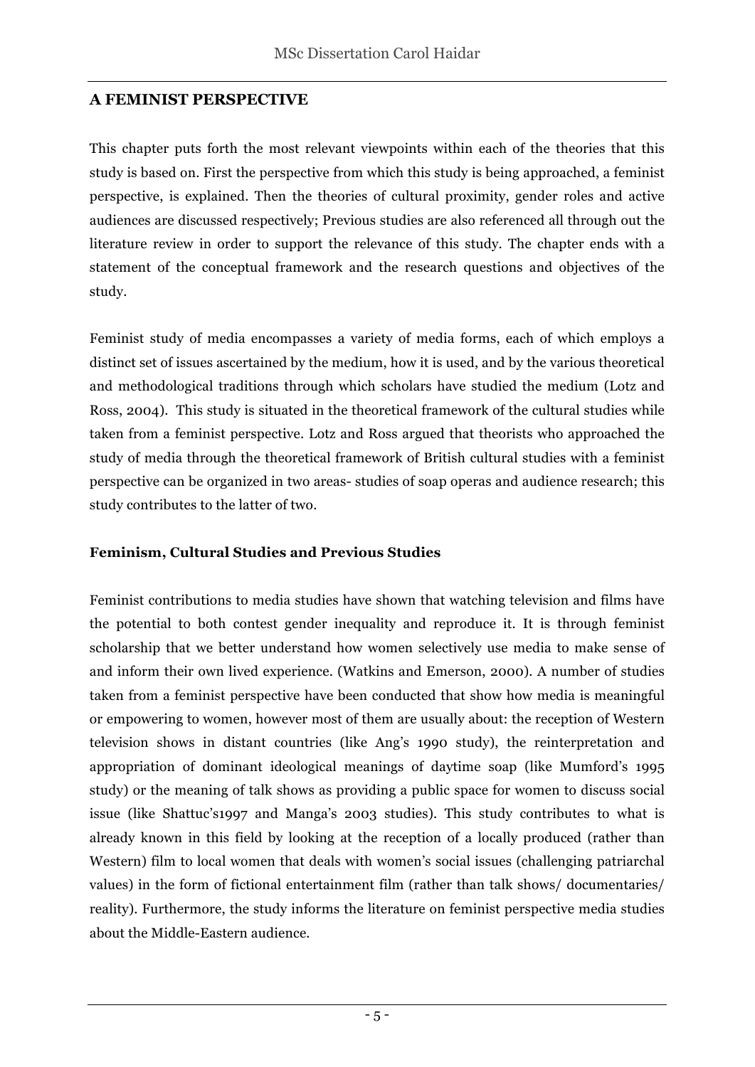## A FEMINIST PERSPECTIVE

This chapter puts forth the most relevant viewpoints within each of the theories that this study is based on. First the perspective from which this study is being approached, a feminist perspective, is explained. Then the theories of cultural proximity, gender roles and active audiences are discussed respectively; Previous studies are also referenced all through out the literature review in order to support the relevance of this study. The chapter ends with a statement of the conceptual framework and the research questions and objectives of the study.

Feminist study of media encompasses a variety of media forms, each of which employs a distinct set of issues ascertained by the medium, how it is used, and by the various theoretical and methodological traditions through which scholars have studied the medium (Lotz and Ross, 2004). This study is situated in the theoretical framework of the cultural studies while taken from a feminist perspective. Lotz and Ross argued that theorists who approached the study of media through the theoretical framework of British cultural studies with a feminist perspective can be organized in two areas- studies of soap operas and audience research; this study contributes to the latter of two.

### Feminism, Cultural Studies and Previous Studies

Feminist contributions to media studies have shown that watching television and films have the potential to both contest gender inequality and reproduce it. It is through feminist scholarship that we better understand how women selectively use media to make sense of and inform their own lived experience. (Watkins and Emerson, 2000). A number of studies taken from a feminist perspective have been conducted that show how media is meaningful or empowering to women, however most of them are usually about: the reception of Western television shows in distant countries (like Ang's 1990 study), the reinterpretation and appropriation of dominant ideological meanings of daytime soap (like Mumford's 1995 study) or the meaning of talk shows as providing a public space for women to discuss social issue (like Shattuc's1997 and Manga's 2003 studies). This study contributes to what is already known in this field by looking at the reception of a locally produced (rather than Western) film to local women that deals with women's social issues (challenging patriarchal values) in the form of fictional entertainment film (rather than talk shows/ documentaries/ reality). Furthermore, the study informs the literature on feminist perspective media studies about the Middle-Eastern audience.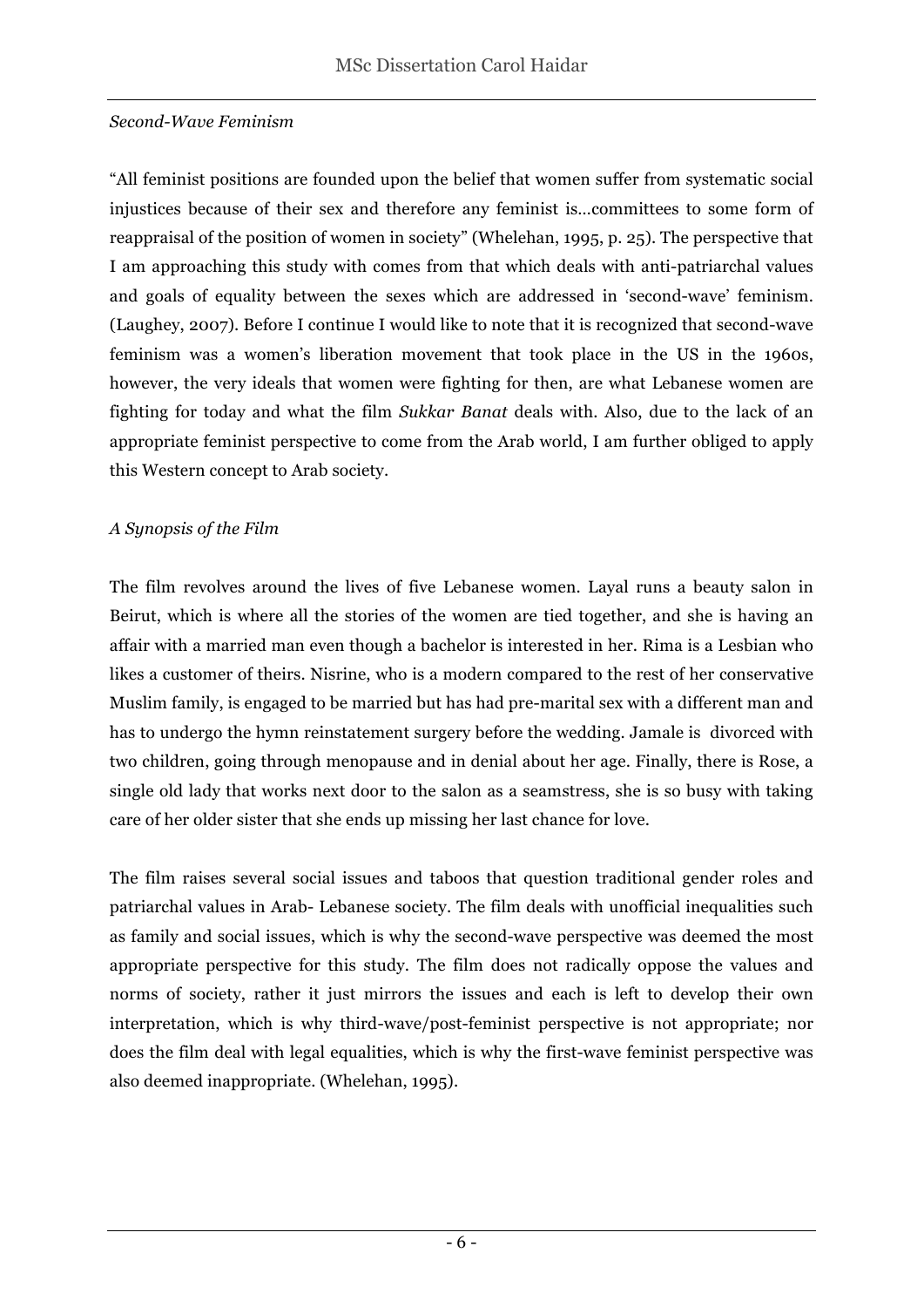*Second-Wave Feminism*

"All feminist positions are founded upon the belief that women suffer from systematic social injustices because of their sex and therefore any feminist is…committees to some form of reappraisal of the position of women in society" (Whelehan, 1995, p. 25). The perspective that I am approaching this study with comes from that which deals with anti-patriarchal values and goals of equality between the sexes which are addressed in 'second-wave' feminism. (Laughey, 2007). Before I continue I would like to note that it is recognized that second-wave feminism was a women's liberation movement that took place in the US in the 1960s, however, the very ideals that women were fighting for then, are what Lebanese women are fighting for today and what the film *Sukkar Banat* deals with. Also, due to the lack of an appropriate feminist perspective to come from the Arab world, I am further obliged to apply this Western concept to Arab society.

*A Synopsis of the Film*

The film revolves around the lives of five Lebanese women. Layal runs a beauty salon in Beirut, which is where all the stories of the women are tied together, and she is having an affair with a married man even though a bachelor is interested in her. Rima is a Lesbian who likes a customer of theirs. Nisrine, who is a modern compared to the rest of her conservative Muslim family, is engaged to be married but has had pre-marital sex with a different man and has to undergo the hymn reinstatement surgery before the wedding. Jamale is divorced with two children, going through menopause and in denial about her age. Finally, there is Rose, a single old lady that works next door to the salon as a seamstress, she is so busy with taking care of her older sister that she ends up missing her last chance for love.

The film raises several social issues and taboos that question traditional gender roles and patriarchal values in Arab- Lebanese society. The film deals with unofficial inequalities such as family and social issues, which is why the second-wave perspective was deemed the most appropriate perspective for this study. The film does not radically oppose the values and norms of society, rather it just mirrors the issues and each is left to develop their own interpretation, which is why third-wave/post-feminist perspective is not appropriate; nor does the film deal with legal equalities, which is why the first-wave feminist perspective was also deemed inappropriate. (Whelehan, 1995).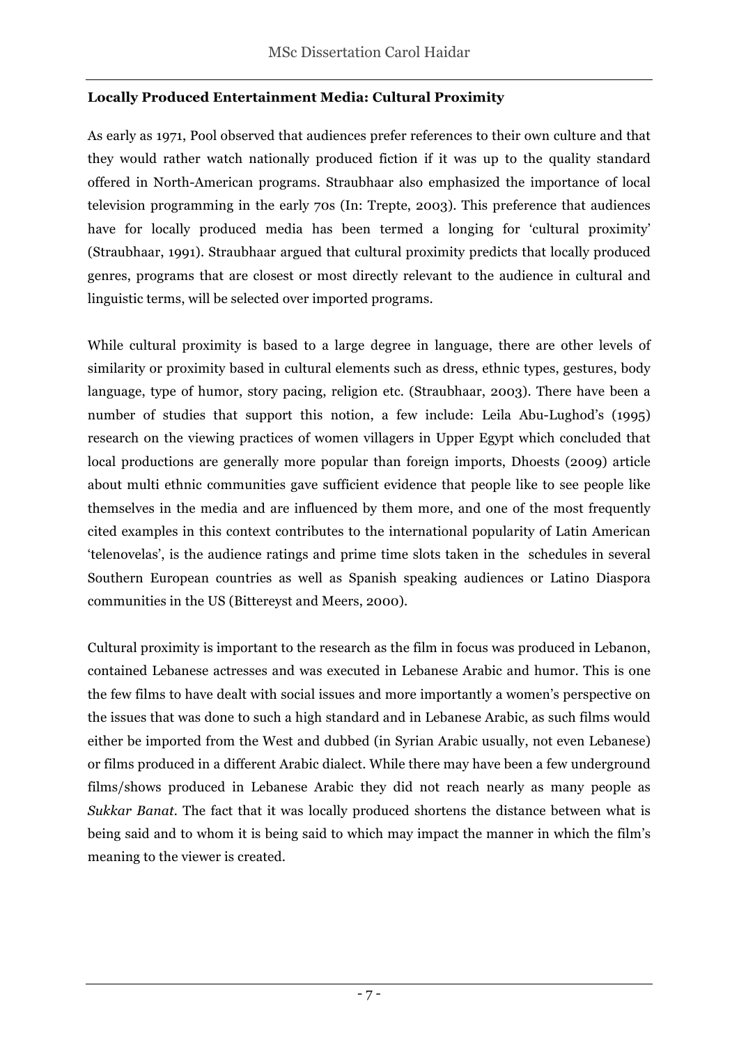**Locally Produced Entertainment Media: Cultural Proximity**

As early as 1971, Pool observed that audiences prefer references to their own culture and that they would rather watch nationally produced fiction if it was up to the quality standard offered in North-American programs. Straubhaar also emphasized the importance of local television programming in the early 70s (In: Trepte, 2003). This preference that audiences have for locally produced media has been termed a longing for 'cultural proximity' (Straubhaar, 1991). Straubhaar argued that cultural proximity predicts that locally produced genres, programs that are closest or most directly relevant to the audience in cultural and linguistic terms, will be selected over imported programs.

While cultural proximity is based to a large degree in language, there are other levels of similarity or proximity based in cultural elements such as dress, ethnic types, gestures, body language, type of humor, story pacing, religion etc. (Straubhaar, 2003). There have been a number of studies that support this notion, a few include: Leila Abu-Lughod's (1995) research on the viewing practices of women villagers in Upper Egypt which concluded that local productions are generally more popular than foreign imports, Dhoests (2009) article about multi ethnic communities gave sufficient evidence that people like to see people like themselves in the media and are influenced by them more, and one of the most frequently cited examples in this context contributes to the international popularity of Latin American 'telenovelas', is the audience ratings and prime time slots taken in the schedules in several Southern European countries as well as Spanish speaking audiences or Latino Diaspora communities in the US (Biltereyst and Meers, 2000).

Cultural proximity is important to the research as the film in focus was produced in Lebanon, contained Lebanese actresses and was executed in Lebanese Arabic and humor. This is one the few films to have dealt with social issues and more importantly a women's perspective on the issues that was done to such a high standard and in Lebanese Arabic, as such films would either be imported from the West and dubbed (in Syrian Arabic usually, not even Lebanese) or films produced in a different Arabic dialect. While there may have been a few underground films/shows produced in Lebanese Arabic they did not reach nearly as many people as *Sukkar Banat*. The fact that it was locally produced shortens the distance between what is being said and to whom it is being said to which may impact the manner in which the film's meaning to the viewer is created.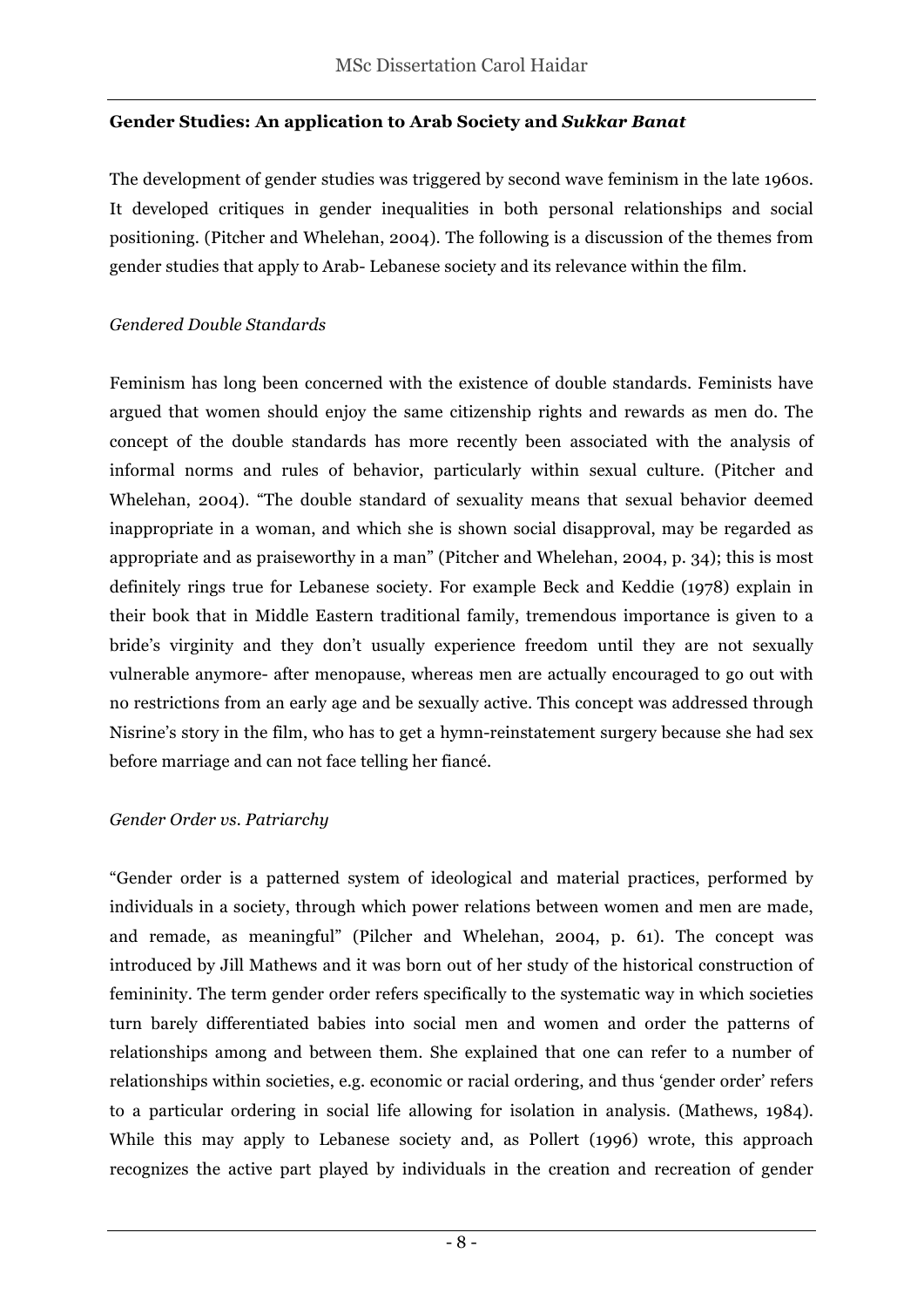**Gender Studies: An application to Arab Society and *Sukkar Banat***

The development of gender studies was triggered by second wave feminism in the late 1960s. It developed critiques in gender inequalities in both personal relationships and social positioning. (Pitcher and Whelehan, 2004). The following is a discussion of the themes from gender studies that apply to Arab- Lebanese society and its relevance within the film.

*Gendered Double Standards*

Feminism has long been concerned with the existence of double standards. Feminists have argued that women should enjoy the same citizenship rights and rewards as men do. The concept of the double standards has more recently been associated with the analysis of informal norms and rules of behavior, particularly within sexual culture. (Pitcher and Whelehan, 2004). "The double standard of sexuality means that sexual behavior deemed inappropriate in a woman, and which she is shown social disapproval, may be regarded as appropriate and as praiseworthy in a man" (Pitcher and Whelehan, 2004, p. 34); this is most definitely rings true for Lebanese society. For example Beck and Keddie (1978) explain in their book that in Middle Eastern traditional family, tremendous importance is given to a bride's virginity and they don't usually experience freedom until they are not sexually vulnerable anymore- after menopause, whereas men are actually encouraged to go out with no restrictions from an early age and be sexually active. This concept was addressed through Nisrine's story in the film, who has to get a hymn-reinstatement surgery because she had sex before marriage and can not face telling her fiancé.

*Gender Order vs. Patriarchy*

"Gender order is a patterned system of ideological and material practices, performed by individuals in a society, through which power relations between women and men are made, and remade, as meaningful" (Pilcher and Whelehan, 2004, p. 61). The concept was introduced by Jill Mathews and it was born out of her study of the historical construction of femininity. The term gender order refers specifically to the systematic way in which societies turn barely differentiated babies into social men and women and order the patterns of relationships among and between them. She explained that one can refer to a number of relationships within societies, e.g. economic or racial ordering, and thus 'gender order' refers to a particular ordering in social life allowing for isolation in analysis. (Mathews, 1984). While this may apply to Lebanese society and, as Pollert (1996) wrote, this approach recognizes the active part played by individuals in the creation and recreation of gender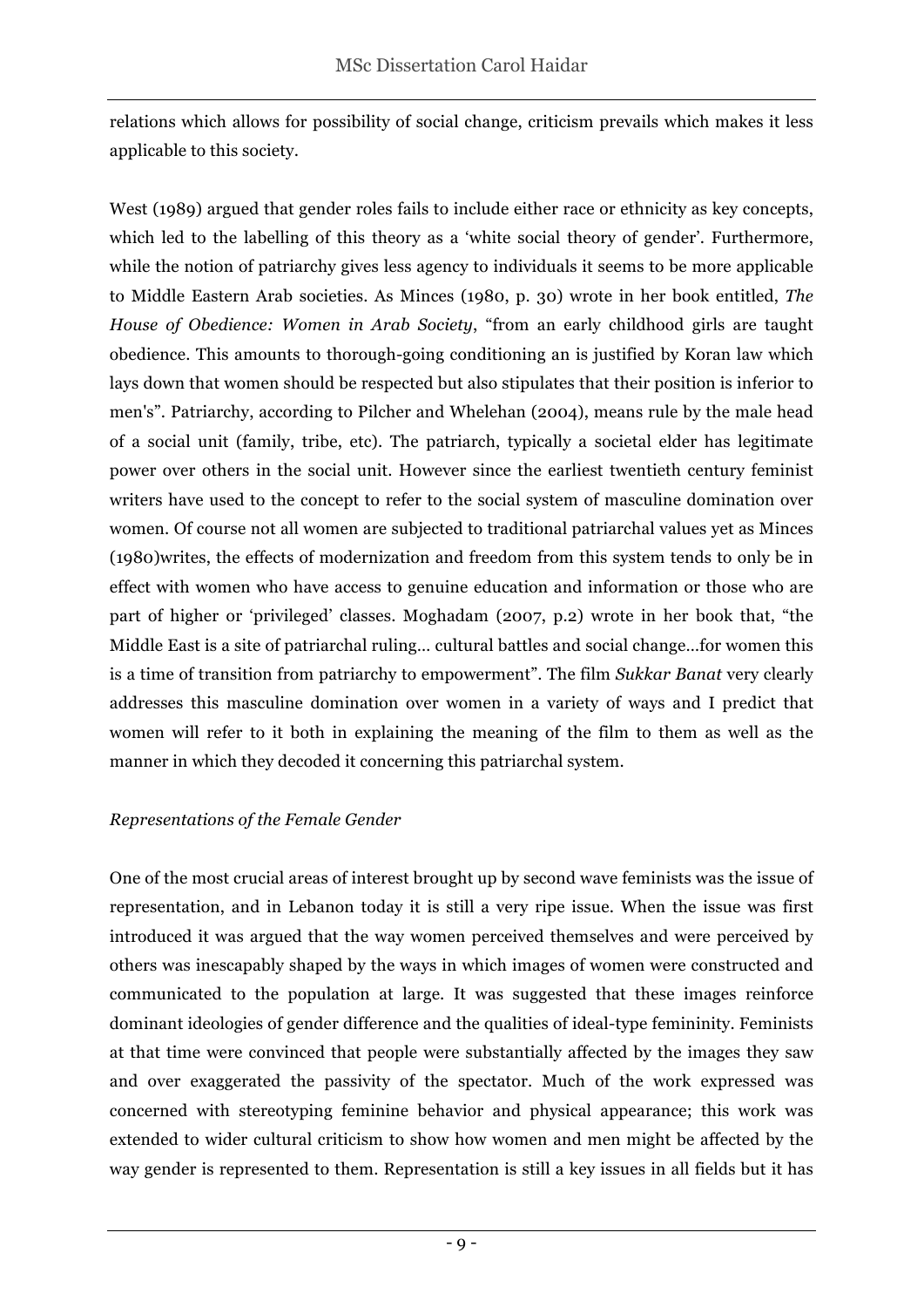relations which allows for possibility of social change, criticism prevails which makes it less applicable to this society.

West (1989) argued that gender roles fails to include either race or ethnicity as key concepts, which led to the labelling of this theory as a 'white social theory of gender'. Furthermore, while the notion of patriarchy gives less agency to individuals it seems to be more applicable to Middle Eastern Arab societies. As Minces (1980, p. 30) wrote in her book entitled, *The House of Obedience: Women in Arab Society*, "from an early childhood girls are taught obedience. This amounts to thorough-going conditioning an is justified by Koran law which lays down that women should be respected but also stipulates that their position is inferior to men's". Patriarchy, according to Pilcher and Whelehan (2004), means rule by the male head of a social unit (family, tribe, etc). The patriarch, typically a societal elder has legitimate power over others in the social unit. However since the earliest twentieth century feminist writers have used to the concept to refer to the social system of masculine domination over women. Of course not all women are subjected to traditional patriarchal values yet as Minces (1980)writes, the effects of modernization and freedom from this system tends to only be in effect with women who have access to genuine education and information or those who are part of higher or 'privileged' classes. Moghadam (2007, p.2) wrote in her book that, "the Middle East is a site of patriarchal ruling... cultural battles and social change...for women this is a time of transition from patriarchy to empowerment". The film *Sukkar Banat* very clearly addresses this masculine domination over women in a variety of ways and I predict that women will refer to it both in explaining the meaning of the film to them as well as the manner in which they decoded it concerning this patriarchal system.

*Representations of the Female Gender*

One of the most crucial areas of interest brought up by second wave feminists was the issue of representation, and in Lebanon today it is still a very ripe issue. When the issue was first introduced it was argued that the way women perceived themselves and were perceived by others was inescapably shaped by the ways in which images of women were constructed and communicated to the population at large. It was suggested that these images reinforce dominant ideologies of gender difference and the qualities of ideal-type femininity. Feminists at that time were convinced that people were substantially affected by the images they saw and over exaggerated the passivity of the spectator. Much of the work expressed was concerned with stereotyping feminine behavior and physical appearance; this work was extended to wider cultural criticism to show how women and men might be affected by the way gender is represented to them. Representation is still a key issues in all fields but it has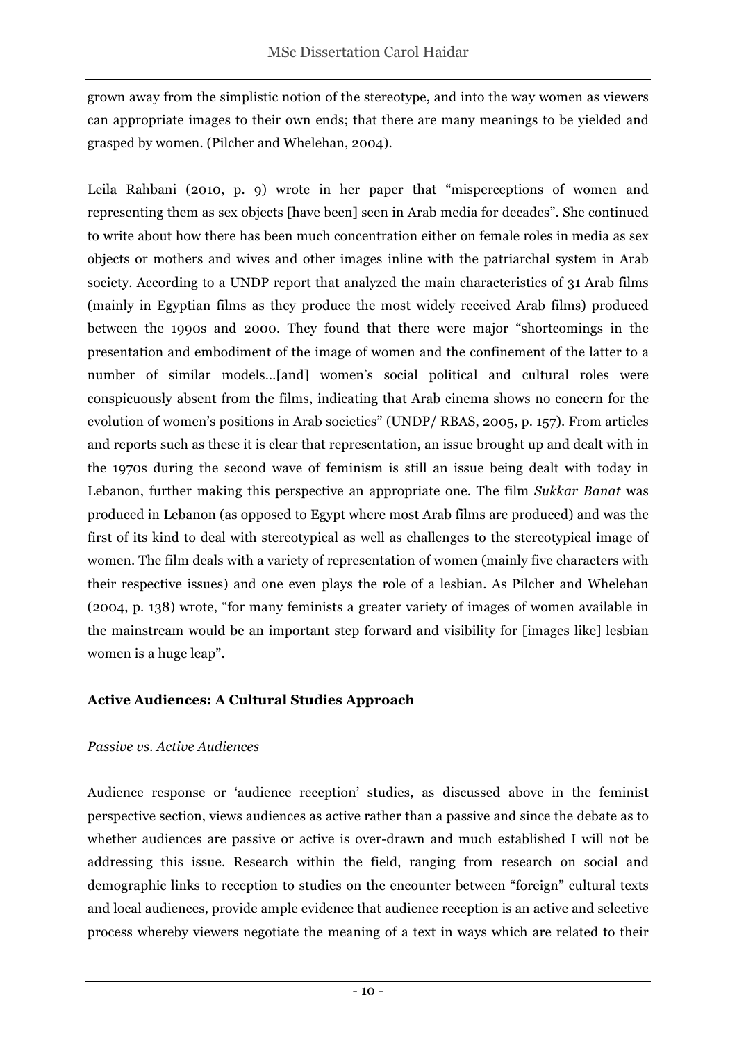grown away from the simplistic notion of the stereotype, and into the way women as viewers can appropriate images to their own ends; that there are many meanings to be yielded and grasped by women. (Pilcher and Whelehan, 2004).

Leila Rahbani (2010, p. 9) wrote in her paper that "misperceptions of women and representing them as sex objects [have been] seen in Arab media for decades". She continued to write about how there has been much concentration either on female roles in media as sex objects or mothers and wives and other images inline with the patriarchal system in Arab society. According to a UNDP report that analyzed the main characteristics of 31 Arab films (mainly in Egyptian films as they produce the most widely received Arab films) produced between the 1990s and 2000. They found that there were major "shortcomings in the presentation and embodiment of the image of women and the confinement of the latter to a number of similar models…[and] women's social political and cultural roles were conspicuously absent from the films, indicating that Arab cinema shows no concern for the evolution of women's positions in Arab societies" (UNDP/ RBAS, 2005, p. 157). From articles and reports such as these it is clear that representation, an issue brought up and dealt with in the 1970s during the second wave of feminism is still an issue being dealt with today in Lebanon, further making this perspective an appropriate one. The film *Sukkar Banat* was produced in Lebanon (as opposed to Egypt where most Arab films are produced) and was the first of its kind to deal with stereotypical as well as challenges to the stereotypical image of women. The film deals with a variety of representation of women (mainly five characters with their respective issues) and one even plays the role of a lesbian. As Pilcher and Whelehan (2004, p. 138) wrote, "for many feminists a greater variety of images of women available in the mainstream would be an important step forward and visibility for [images like] lesbian women is a huge leap".

**Active Audiences: A Cultural Studies Approach**

*Passive vs. Active Audiences*

Audience response or 'audience reception' studies, as discussed above in the feminist perspective section, views audiences as active rather than a passive and since the debate as to whether audiences are passive or active is over-drawn and much established I will not be addressing this issue. Research within the field, ranging from research on social and demographic links to reception to studies on the encounter between "foreign" cultural texts and local audiences, provide ample evidence that audience reception is an active and selective process whereby viewers negotiate the meaning of a text in ways which are related to their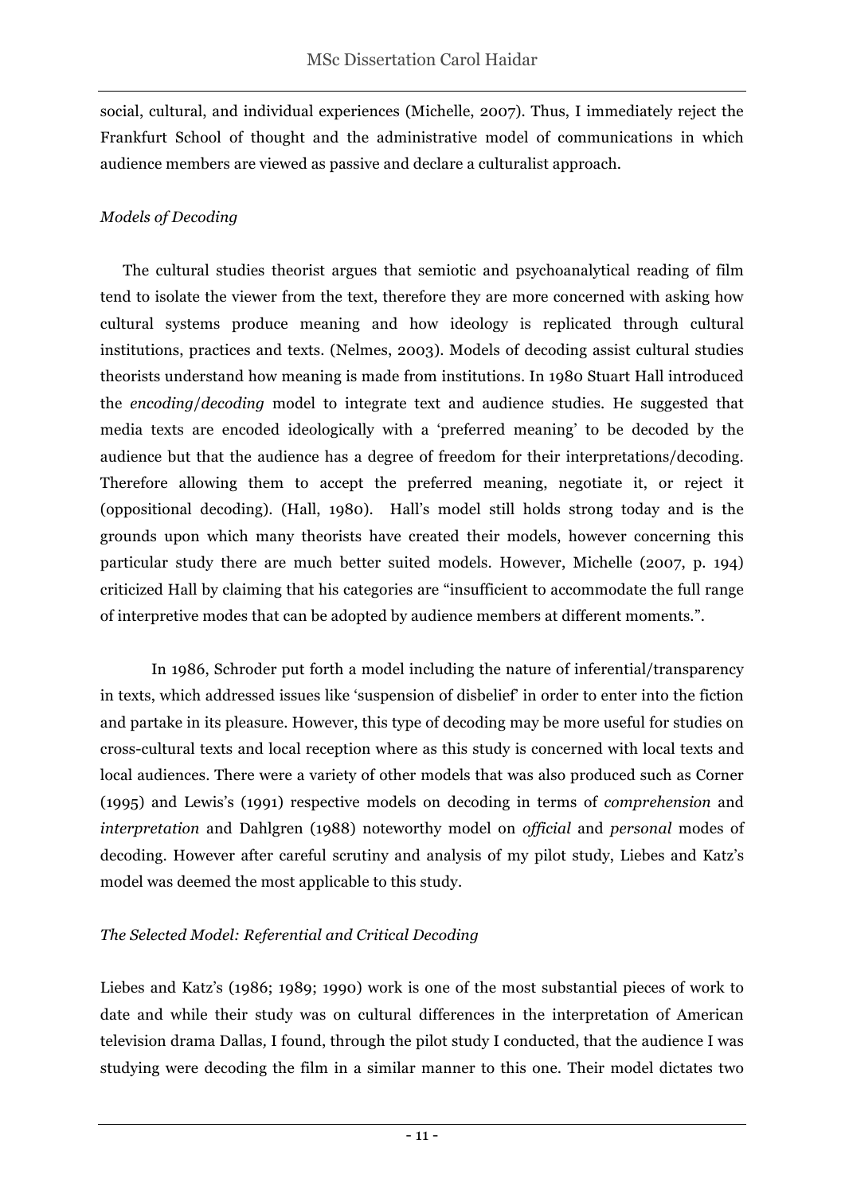social, cultural, and individual experiences (Michelle, 2007). Thus, I immediately reject the Frankfurt School of thought and the administrative model of communications in which audience members are viewed as passive and declare a culturalist approach.

### *Models of Decoding*

The cultural studies theorist argues that semiotic and psychoanalytical reading of film tend to isolate the viewer from the text, therefore they are more concerned with asking how cultural systems produce meaning and how ideology is replicated through cultural institutions, practices and texts. (Nelmes, 2003). Models of decoding assist cultural studies theorists understand how meaning is made from institutions. In 1980 Stuart Hall introduced the *encoding/decoding* model to integrate text and audience studies. He suggested that media texts are encoded ideologically with a 'preferred meaning' to be decoded by the audience but that the audience has a degree of freedom for their interpretations/decoding. Therefore allowing them to accept the preferred meaning, negotiate it, or reject it (oppositional decoding). (Hall, 1980). Hall's model still holds strong today and is the grounds upon which many theorists have created their models, however concerning this particular study there are much better suited models. However, Michelle (2007, p. 194) criticized Hall by claiming that his categories are "insufficient to accommodate the full range of interpretive modes that can be adopted by audience members at different moments.".

In 1986, Schroder put forth a model including the nature of inferential/transparency in texts, which addressed issues like 'suspension of disbelief' in order to enter into the fiction and partake in its pleasure. However, this type of decoding may be more useful for studies on cross-cultural texts and local reception where as this study is concerned with local texts and local audiences. There were a variety of other models that was also produced such as Corner (1995) and Lewis's (1991) respective models on decoding in terms of *comprehension* and *interpretation* and Dahlgren (1988) noteworthy model on *official* and *personal* modes of decoding. However after careful scrutiny and analysis of my pilot study, Liebes and Katz's model was deemed the most applicable to this study.

### *The Selected Model: Referential and Critical Decoding*

Liebes and Katz's (1986; 1989; 1990) work is one of the most substantial pieces of work to date and while their study was on cultural differences in the interpretation of American television drama Dallas, I found, through the pilot study I conducted, that the audience I was studying were decoding the film in a similar manner to this one. Their model dictates two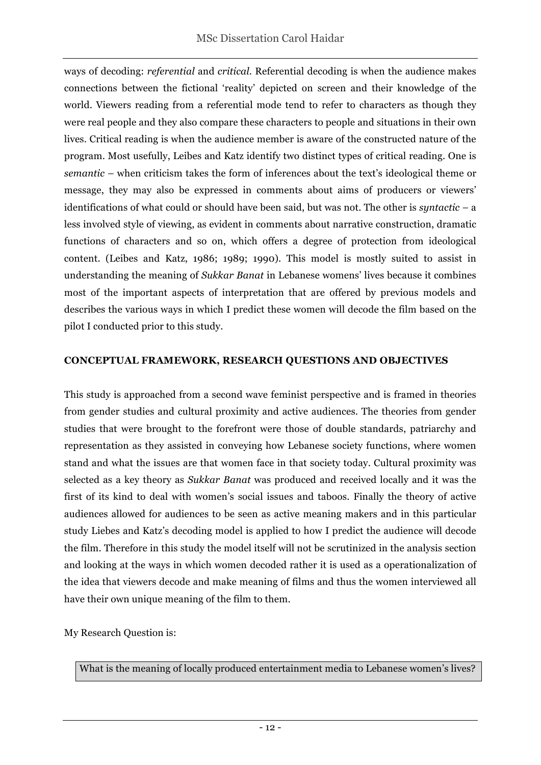ways of decoding: *referential* and *critical*. Referential decoding is when the audience makes connections between the fictional 'reality' depicted on screen and their knowledge of the world. Viewers reading from a referential mode tend to refer to characters as though they were real people and they also compare these characters to people and situations in their own lives. Critical reading is when the audience member is aware of the constructed nature of the program. Most usefully, Leibes and Katz identify two distinct types of critical reading. One is *semantic* – when criticism takes the form of inferences about the text's ideological theme or message, they may also be expressed in comments about aims of producers or viewers' identifications of what could or should have been said, but was not. The other is *syntactic* – a less involved style of viewing, as evident in comments about narrative construction, dramatic functions of characters and so on, which offers a degree of protection from ideological content. (Leibes and Katz, 1986; 1989; 1990). This model is mostly suited to assist in understanding the meaning of *Sukkar Banat* in Lebanese womens' lives because it combines most of the important aspects of interpretation that are offered by previous models and describes the various ways in which I predict these women will decode the film based on the pilot I conducted prior to this study.

## CONCEPTUAL FRAMEWORK, RESEARCH QUESTIONS AND OBJECTIVES

This study is approached from a second wave feminist perspective and is framed in theories from gender studies and cultural proximity and active audiences. The theories from gender studies that were brought to the forefront were those of double standards, patriarchy and representation as they assisted in conveying how Lebanese society functions, where women stand and what the issues are that women face in that society today. Cultural proximity was selected as a key theory as *Sukkar Banat* was produced and received locally and it was the first of its kind to deal with women's social issues and taboos. Finally the theory of active audiences allowed for audiences to be seen as active meaning makers and in this particular study Liebes and Katz's decoding model is applied to how I predict the audience will decode the film. Therefore in this study the model itself will not be scrutinized in the analysis section and looking at the ways in which women decoded rather it is used as a operationalization of the idea that viewers decode and make meaning of films and thus the women interviewed all have their own unique meaning of the film to them.

My Research Question is:

What is the meaning of locally produced entertainment media to Lebanese women's lives?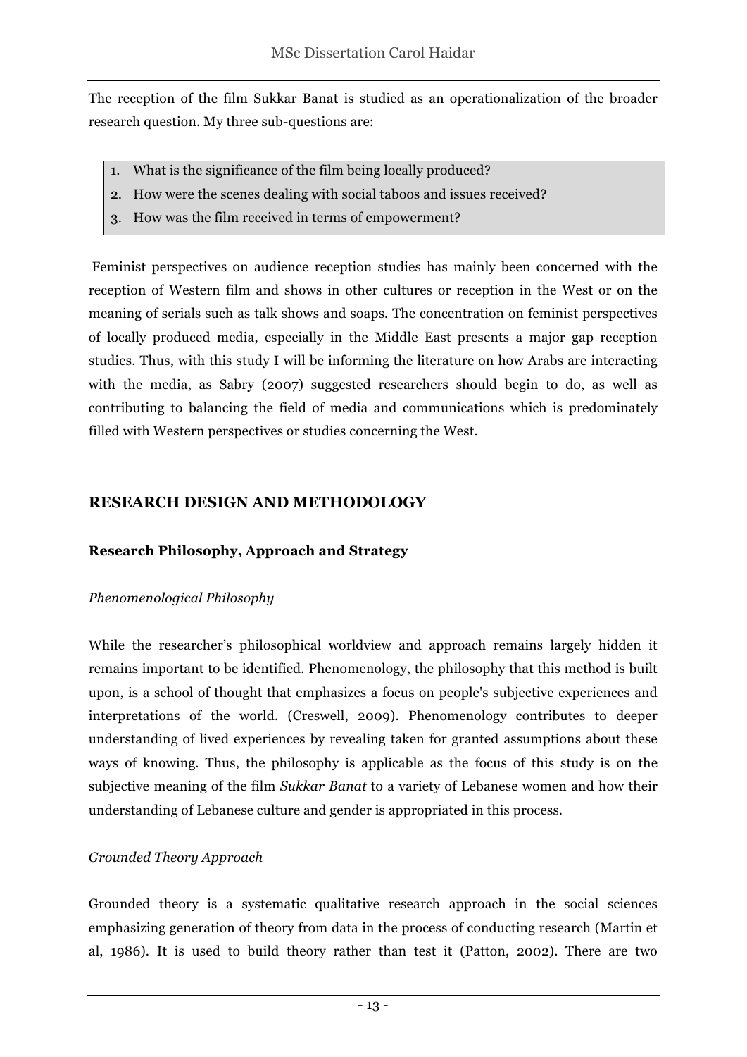The reception of the film Sukkar Banat is studied as an operationalization of the broader research question. My three sub-questions are:

1. What is the significance of the film being locally produced?
2. How were the scenes dealing with social taboos and issues received?
3. How was the film received in terms of empowerment?

Feminist perspectives on audience reception studies has mainly been concerned with the reception of Western film and shows in other cultures or reception in the West or on the meaning of serials such as talk shows and soaps. The concentration on feminist perspectives of locally produced media, especially in the Middle East presents a major gap reception studies. Thus, with this study I will be informing the literature on how Arabs are interacting with the media, as Sabry (2007) suggested researchers should begin to do, as well as contributing to balancing the field of media and communications which is predominately filled with Western perspectives or studies concerning the West.

## RESEARCH DESIGN AND METHODOLOGY

### Research Philosophy, Approach and Strategy

*Phenomenological Philosophy*

While the researcher's philosophical worldview and approach remains largely hidden it remains important to be identified. Phenomenology, the philosophy that this method is built upon, is a school of thought that emphasizes a focus on people's subjective experiences and interpretations of the world. (Creswell, 2009). Phenomenology contributes to deeper understanding of lived experiences by revealing taken for granted assumptions about these ways of knowing. Thus, the philosophy is applicable as the focus of this study is on the subjective meaning of the film *Sukkar Banat* to a variety of Lebanese women and how their understanding of Lebanese culture and gender is appropriated in this process.

*Grounded Theory Approach*

Grounded theory is a systematic qualitative research approach in the social sciences emphasizing generation of theory from data in the process of conducting research (Martin et al, 1986). It is used to build theory rather than test it (Patton, 2002). There are two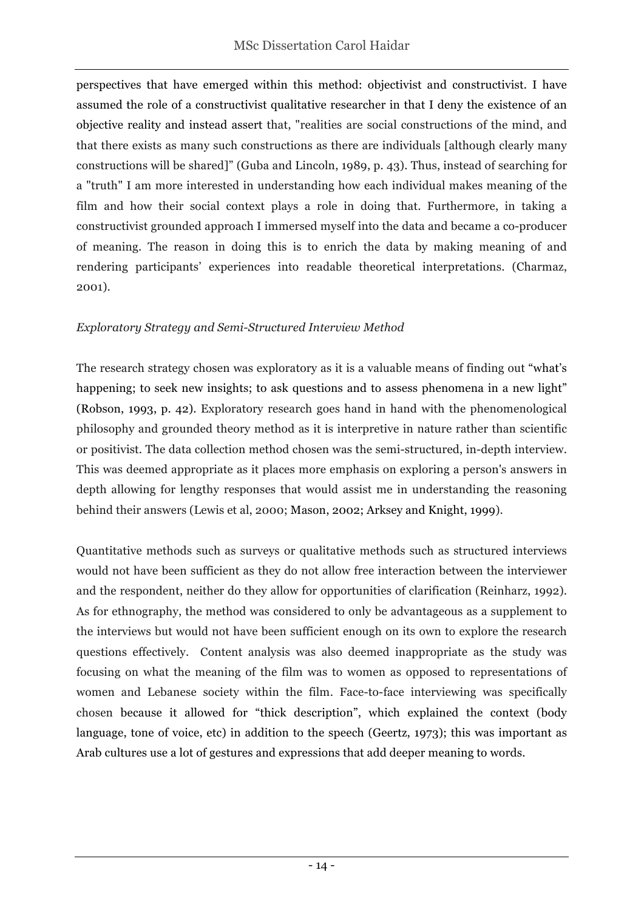perspectives that have emerged within this method: objectivist and constructivist. I have assumed the role of a constructivist qualitative researcher in that I deny the existence of an objective reality and instead assert that, "realities are social constructions of the mind, and that there exists as many such constructions as there are individuals [although clearly many constructions will be shared]" (Guba and Lincoln, 1989, p. 43). Thus, instead of searching for a "truth" I am more interested in understanding how each individual makes meaning of the film and how their social context plays a role in doing that. Furthermore, in taking a constructivist grounded approach I immersed myself into the data and became a co-producer of meaning. The reason in doing this is to enrich the data by making meaning of and rendering participants' experiences into readable theoretical interpretations. (Charmaz, 2001).

*Exploratory Strategy and Semi-Structured Interview Method*

The research strategy chosen was exploratory as it is a valuable means of finding out "what's happening; to seek new insights; to ask questions and to assess phenomena in a new light" (Robson, 1993, p. 42). Exploratory research goes hand in hand with the phenomenological philosophy and grounded theory method as it is interpretive in nature rather than scientific or positivist. The data collection method chosen was the semi-structured, in-depth interview. This was deemed appropriate as it places more emphasis on exploring a person's answers in depth allowing for lengthy responses that would assist me in understanding the reasoning behind their answers (Lewis et al, 2000; Mason, 2002; Arksey and Knight, 1999).

Quantitative methods such as surveys or qualitative methods such as structured interviews would not have been sufficient as they do not allow free interaction between the interviewer and the respondent, neither do they allow for opportunities of clarification (Reinharz, 1992). As for ethnography, the method was considered to only be advantageous as a supplement to the interviews but would not have been sufficient enough on its own to explore the research questions effectively. Content analysis was also deemed inappropriate as the study was focusing on what the meaning of the film was to women as opposed to representations of women and Lebanese society within the film. Face-to-face interviewing was specifically chosen because it allowed for "thick description", which explained the context (body language, tone of voice, etc) in addition to the speech (Geertz, 1973); this was important as Arab cultures use a lot of gestures and expressions that add deeper meaning to words.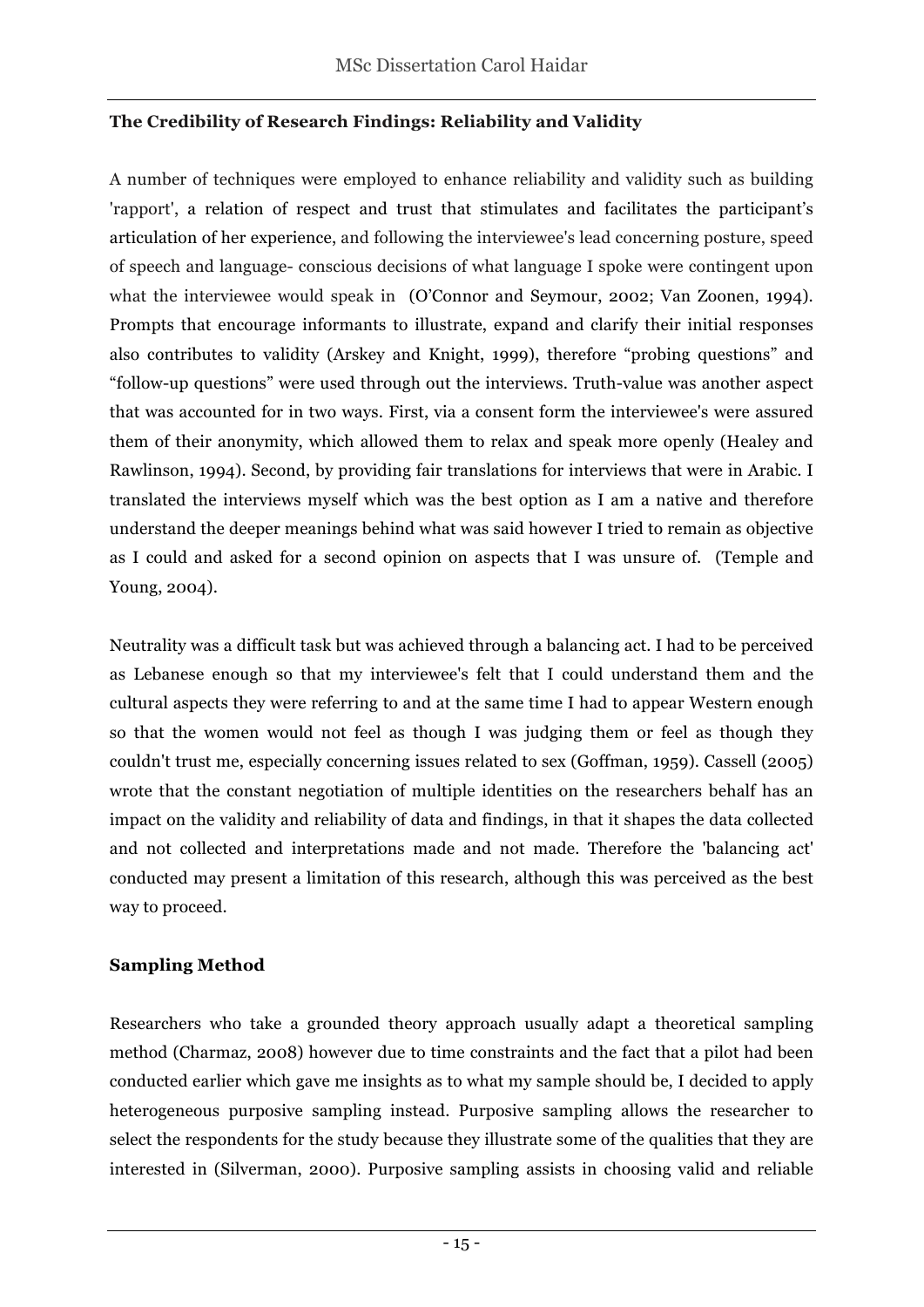**The Credibility of Research Findings: Reliability and Validity**

A number of techniques were employed to enhance reliability and validity such as building 'rapport', a relation of respect and trust that stimulates and facilitates the participant's articulation of her experience, and following the interviewee's lead concerning posture, speed of speech and language- conscious decisions of what language I spoke were contingent upon what the interviewee would speak in (O'Connor and Seymour, 2002; Van Zoonen, 1994). Prompts that encourage informants to illustrate, expand and clarify their initial responses also contributes to validity (Arskey and Knight, 1999), therefore "probing questions" and "follow-up questions" were used through out the interviews. Truth-value was another aspect that was accounted for in two ways. First, via a consent form the interviewee's were assured them of their anonymity, which allowed them to relax and speak more openly (Healey and Rawlinson, 1994). Second, by providing fair translations for interviews that were in Arabic. I translated the interviews myself which was the best option as I am a native and therefore understand the deeper meanings behind what was said however I tried to remain as objective as I could and asked for a second opinion on aspects that I was unsure of. (Temple and Young, 2004).

Neutrality was a difficult task but was achieved through a balancing act. I had to be perceived as Lebanese enough so that my interviewee's felt that I could understand them and the cultural aspects they were referring to and at the same time I had to appear Western enough so that the women would not feel as though I was judging them or feel as though they couldn't trust me, especially concerning issues related to sex (Goffman, 1959). Cassell (2005) wrote that the constant negotiation of multiple identities on the researchers behalf has an impact on the validity and reliability of data and findings, in that it shapes the data collected and not collected and interpretations made and not made. Therefore the 'balancing act' conducted may present a limitation of this research, although this was perceived as the best way to proceed.

**Sampling Method**

Researchers who take a grounded theory approach usually adapt a theoretical sampling method (Charmaz, 2008) however due to time constraints and the fact that a pilot had been conducted earlier which gave me insights as to what my sample should be, I decided to apply heterogeneous purposive sampling instead. Purposive sampling allows the researcher to select the respondents for the study because they illustrate some of the qualities that they are interested in (Silverman, 2000). Purposive sampling assists in choosing valid and reliable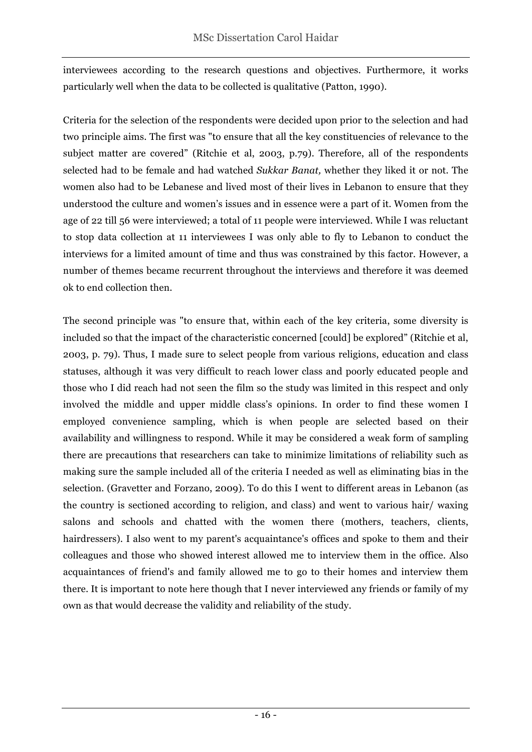interviewees according to the research questions and objectives. Furthermore, it works particularly well when the data to be collected is qualitative (Patton, 1990).

Criteria for the selection of the respondents were decided upon prior to the selection and had two principle aims. The first was "to ensure that all the key constituencies of relevance to the subject matter are covered" (Ritchie et al, 2003, p.79). Therefore, all of the respondents selected had to be female and had watched *Sukkar Banat,* whether they liked it or not. The women also had to be Lebanese and lived most of their lives in Lebanon to ensure that they understood the culture and women's issues and in essence were a part of it. Women from the age of 22 till 56 were interviewed; a total of 11 people were interviewed. While I was reluctant to stop data collection at 11 interviewees I was only able to fly to Lebanon to conduct the interviews for a limited amount of time and thus was constrained by this factor. However, a number of themes became recurrent throughout the interviews and therefore it was deemed ok to end collection then.

The second principle was "to ensure that, within each of the key criteria, some diversity is included so that the impact of the characteristic concerned [could] be explored" (Ritchie et al, 2003, p. 79). Thus, I made sure to select people from various religions, education and class statuses, although it was very difficult to reach lower class and poorly educated people and those who I did reach had not seen the film so the study was limited in this respect and only involved the middle and upper middle class's opinions. In order to find these women I employed convenience sampling, which is when people are selected based on their availability and willingness to respond. While it may be considered a weak form of sampling there are precautions that researchers can take to minimize limitations of reliability such as making sure the sample included all of the criteria I needed as well as eliminating bias in the selection. (Gravetter and Forzano, 2009). To do this I went to different areas in Lebanon (as the country is sectioned according to religion, and class) and went to various hair/ waxing salons and schools and chatted with the women there (mothers, teachers, clients, hairdressers). I also went to my parent's acquaintance's offices and spoke to them and their colleagues and those who showed interest allowed me to interview them in the office. Also acquaintances of friend's and family allowed me to go to their homes and interview them there. It is important to note here though that I never interviewed any friends or family of my own as that would decrease the validity and reliability of the study.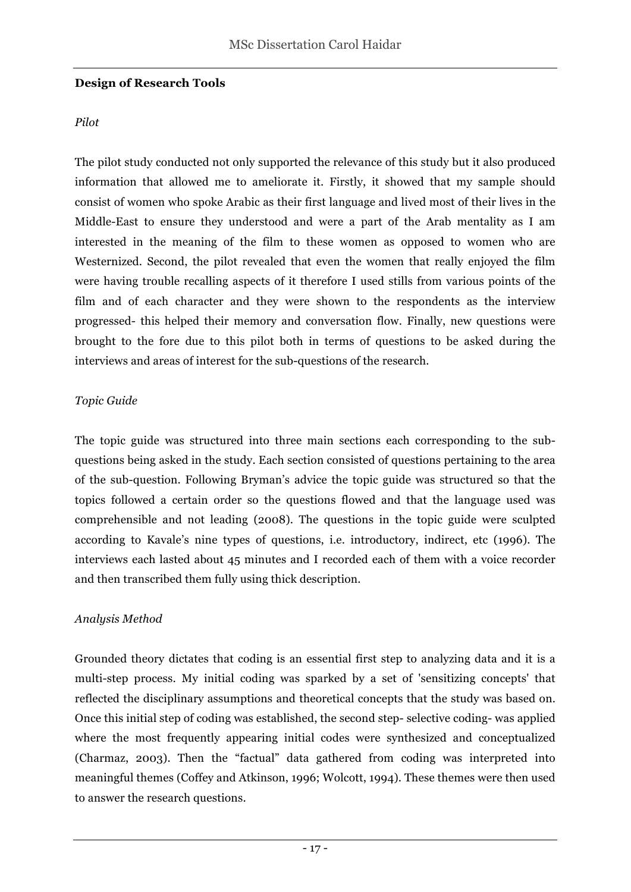**Design of Research Tools**

*Pilot*

The pilot study conducted not only supported the relevance of this study but it also produced information that allowed me to ameliorate it. Firstly, it showed that my sample should consist of women who spoke Arabic as their first language and lived most of their lives in the Middle-East to ensure they understood and were a part of the Arab mentality as I am interested in the meaning of the film to these women as opposed to women who are Westernized. Second, the pilot revealed that even the women that really enjoyed the film were having trouble recalling aspects of it therefore I used stills from various points of the film and of each character and they were shown to the respondents as the interview progressed- this helped their memory and conversation flow. Finally, new questions were brought to the fore due to this pilot both in terms of questions to be asked during the interviews and areas of interest for the sub-questions of the research.

*Topic Guide*

The topic guide was structured into three main sections each corresponding to the sub-questions being asked in the study. Each section consisted of questions pertaining to the area of the sub-question. Following Bryman's advice the topic guide was structured so that the topics followed a certain order so the questions flowed and that the language used was comprehensible and not leading (2008). The questions in the topic guide were sculpted according to Kavale's nine types of questions, i.e. introductory, indirect, etc (1996). The interviews each lasted about 45 minutes and I recorded each of them with a voice recorder and then transcribed them fully using thick description.

*Analysis Method*

Grounded theory dictates that coding is an essential first step to analyzing data and it is a multi-step process. My initial coding was sparked by a set of 'sensitizing concepts' that reflected the disciplinary assumptions and theoretical concepts that the study was based on. Once this initial step of coding was established, the second step- selective coding- was applied where the most frequently appearing initial codes were synthesized and conceptualized (Charmaz, 2003). Then the "factual" data gathered from coding was interpreted into meaningful themes (Coffey and Atkinson, 1996; Wolcott, 1994). These themes were then used to answer the research questions.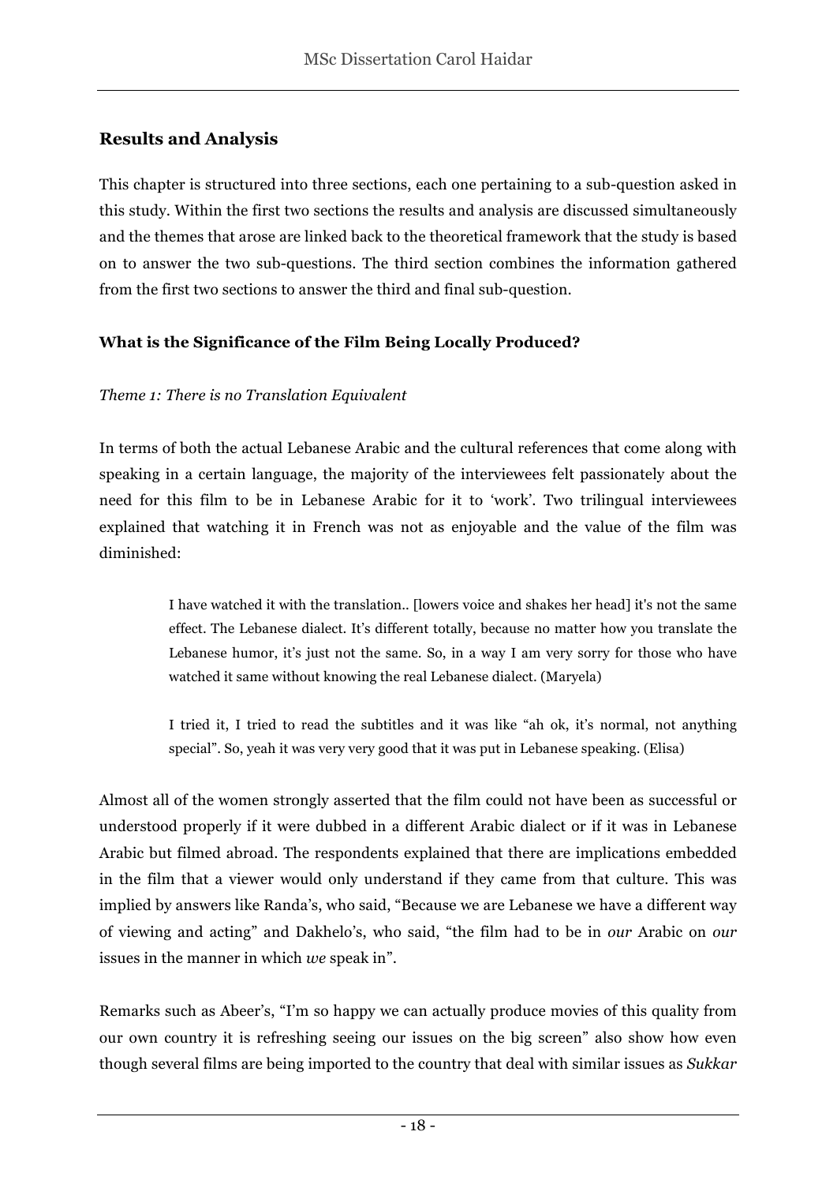## Results and Analysis

This chapter is structured into three sections, each one pertaining to a sub-question asked in this study. Within the first two sections the results and analysis are discussed simultaneously and the themes that arose are linked back to the theoretical framework that the study is based on to answer the two sub-questions. The third section combines the information gathered from the first two sections to answer the third and final sub-question.

### What is the Significance of the Film Being Locally Produced?

*Theme 1: There is no Translation Equivalent*

In terms of both the actual Lebanese Arabic and the cultural references that come along with speaking in a certain language, the majority of the interviewees felt passionately about the need for this film to be in Lebanese Arabic for it to 'work'. Two trilingual interviewees explained that watching it in French was not as enjoyable and the value of the film was diminished:

> I have watched it with the translation.. [lowers voice and shakes her head] it's not the same effect. The Lebanese dialect. It's different totally, because no matter how you translate the Lebanese humor, it's just not the same. So, in a way I am very sorry for those who have watched it same without knowing the real Lebanese dialect. (Maryela)

> I tried it, I tried to read the subtitles and it was like "ah ok, it's normal, not anything special". So, yeah it was very very good that it was put in Lebanese speaking. (Elisa)

Almost all of the women strongly asserted that the film could not have been as successful or understood properly if it were dubbed in a different Arabic dialect or if it was in Lebanese Arabic but filmed abroad. The respondents explained that there are implications embedded in the film that a viewer would only understand if they came from that culture. This was implied by answers like Randa's, who said, "Because we are Lebanese we have a different way of viewing and acting" and Dakhelo's, who said, "the film had to be in *our* Arabic on *our* issues in the manner in which *we* speak in".

Remarks such as Abeer's, "I'm so happy we can actually produce movies of this quality from our own country it is refreshing seeing our issues on the big screen" also show how even though several films are being imported to the country that deal with similar issues as *Sukkar*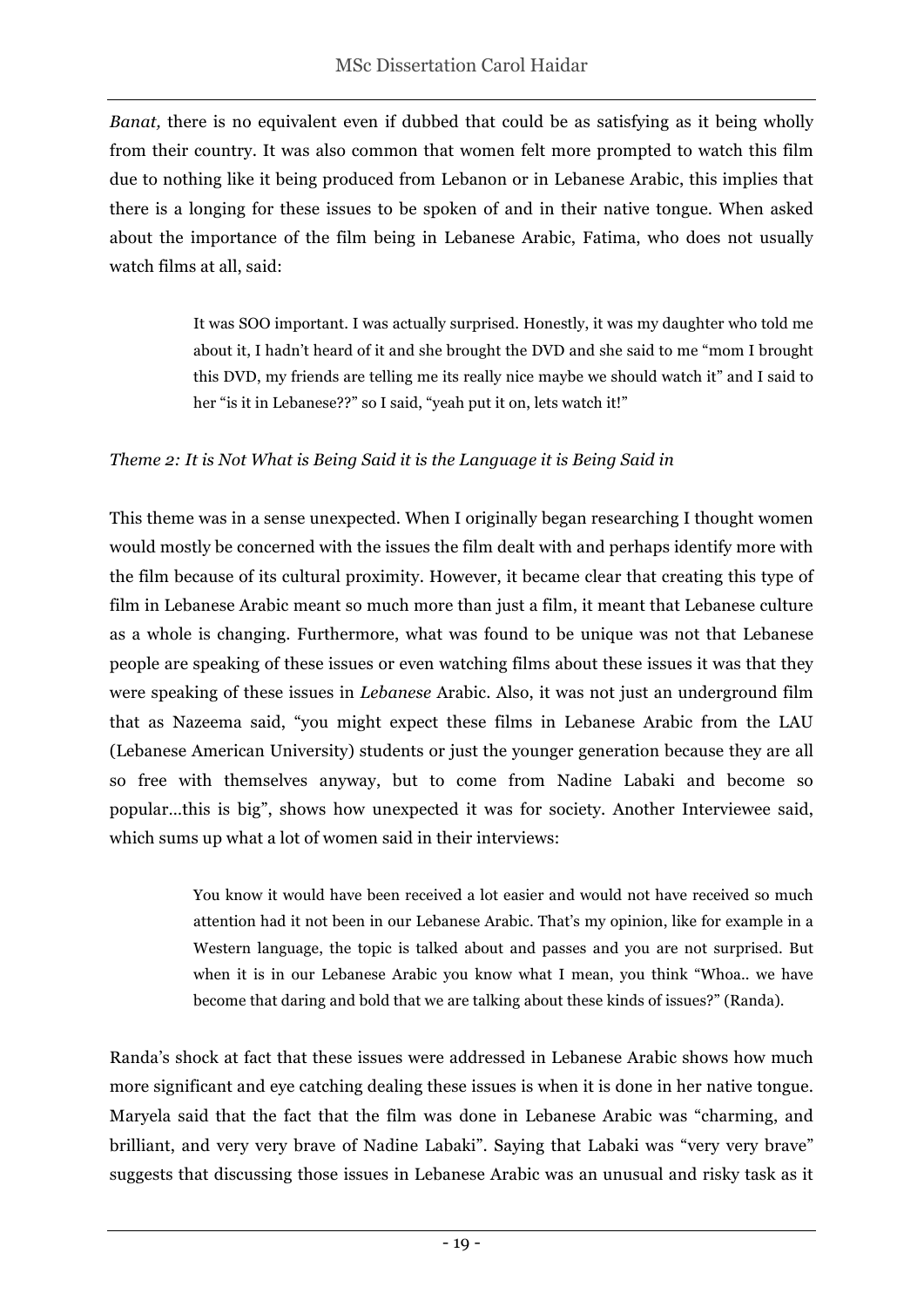*Banat,* there is no equivalent even if dubbed that could be as satisfying as it being wholly from their country. It was also common that women felt more prompted to watch this film due to nothing like it being produced from Lebanon or in Lebanese Arabic, this implies that there is a longing for these issues to be spoken of and in their native tongue. When asked about the importance of the film being in Lebanese Arabic, Fatima, who does not usually watch films at all, said:

> It was SOO important. I was actually surprised. Honestly, it was my daughter who told me about it, I hadn't heard of it and she brought the DVD and she said to me "mom I brought this DVD, my friends are telling me its really nice maybe we should watch it" and I said to her "is it in Lebanese??" so I said, "yeah put it on, lets watch it!"

*Theme 2: It is Not What is Being Said it is the Language it is Being Said in*

This theme was in a sense unexpected. When I originally began researching I thought women would mostly be concerned with the issues the film dealt with and perhaps identify more with the film because of its cultural proximity. However, it became clear that creating this type of film in Lebanese Arabic meant so much more than just a film, it meant that Lebanese culture as a whole is changing. Furthermore, what was found to be unique was not that Lebanese people are speaking of these issues or even watching films about these issues it was that they were speaking of these issues in *Lebanese* Arabic. Also, it was not just an underground film that as Nazeema said, "you might expect these films in Lebanese Arabic from the LAU (Lebanese American University) students or just the younger generation because they are all so free with themselves anyway, but to come from Nadine Labaki and become so popular...this is big", shows how unexpected it was for society. Another Interviewee said, which sums up what a lot of women said in their interviews:

> You know it would have been received a lot easier and would not have received so much attention had it not been in our Lebanese Arabic. That's my opinion, like for example in a Western language, the topic is talked about and passes and you are not surprised. But when it is in our Lebanese Arabic you know what I mean, you think "Whoa.. we have become that daring and bold that we are talking about these kinds of issues?" (Randa).

Randa's shock at fact that these issues were addressed in Lebanese Arabic shows how much more significant and eye catching dealing these issues is when it is done in her native tongue. Maryela said that the fact that the film was done in Lebanese Arabic was "charming, and brilliant, and very very brave of Nadine Labaki". Saying that Labaki was "very very brave" suggests that discussing those issues in Lebanese Arabic was an unusual and risky task as it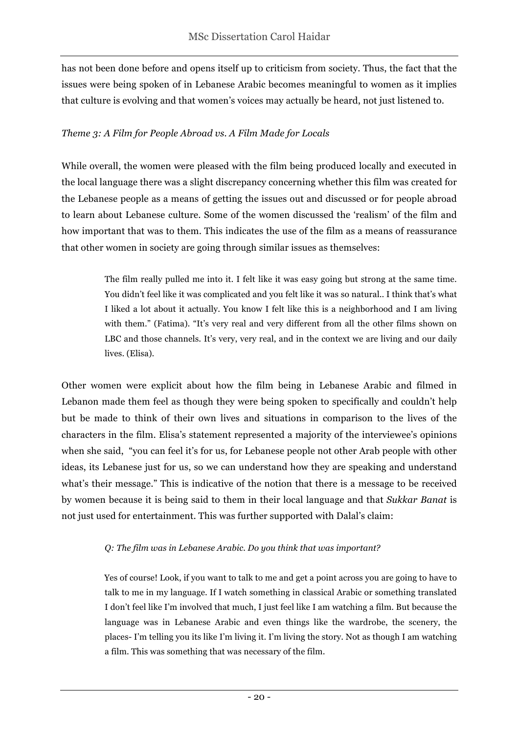has not been done before and opens itself up to criticism from society. Thus, the fact that the issues were being spoken of in Lebanese Arabic becomes meaningful to women as it implies that culture is evolving and that women's voices may actually be heard, not just listened to.

*Theme 3: A Film for People Abroad vs. A Film Made for Locals*

While overall, the women were pleased with the film being produced locally and executed in the local language there was a slight discrepancy concerning whether this film was created for the Lebanese people as a means of getting the issues out and discussed or for people abroad to learn about Lebanese culture. Some of the women discussed the 'realism' of the film and how important that was to them. This indicates the use of the film as a means of reassurance that other women in society are going through similar issues as themselves:

> The film really pulled me into it. I felt like it was easy going but strong at the same time. You didn't feel like it was complicated and you felt like it was so natural.. I think that's what I liked a lot about it actually. You know I felt like this is a neighborhood and I am living with them." (Fatima). "It's very real and very different from all the other films shown on LBC and those channels. It's very, very real, and in the context we are living and our daily lives. (Elisa).

Other women were explicit about how the film being in Lebanese Arabic and filmed in Lebanon made them feel as though they were being spoken to specifically and couldn't help but be made to think of their own lives and situations in comparison to the lives of the characters in the film. Elisa's statement represented a majority of the interviewee's opinions when she said, "you can feel it's for us, for Lebanese people not other Arab people with other ideas, its Lebanese just for us, so we can understand how they are speaking and understand what's their message." This is indicative of the notion that there is a message to be received by women because it is being said to them in their local language and that *Sukkar Banat* is not just used for entertainment. This was further supported with Dalal's claim:

> *Q: The film was in Lebanese Arabic. Do you think that was important?*
>
> Yes of course! Look, if you want to talk to me and get a point across you are going to have to talk to me in my language. If I watch something in classical Arabic or something translated I don't feel like I'm involved that much, I just feel like I am watching a film. But because the language was in Lebanese Arabic and even things like the wardrobe, the scenery, the places- I'm telling you its like I'm living it. I'm living the story. Not as though I am watching a film. This was something that was necessary of the film.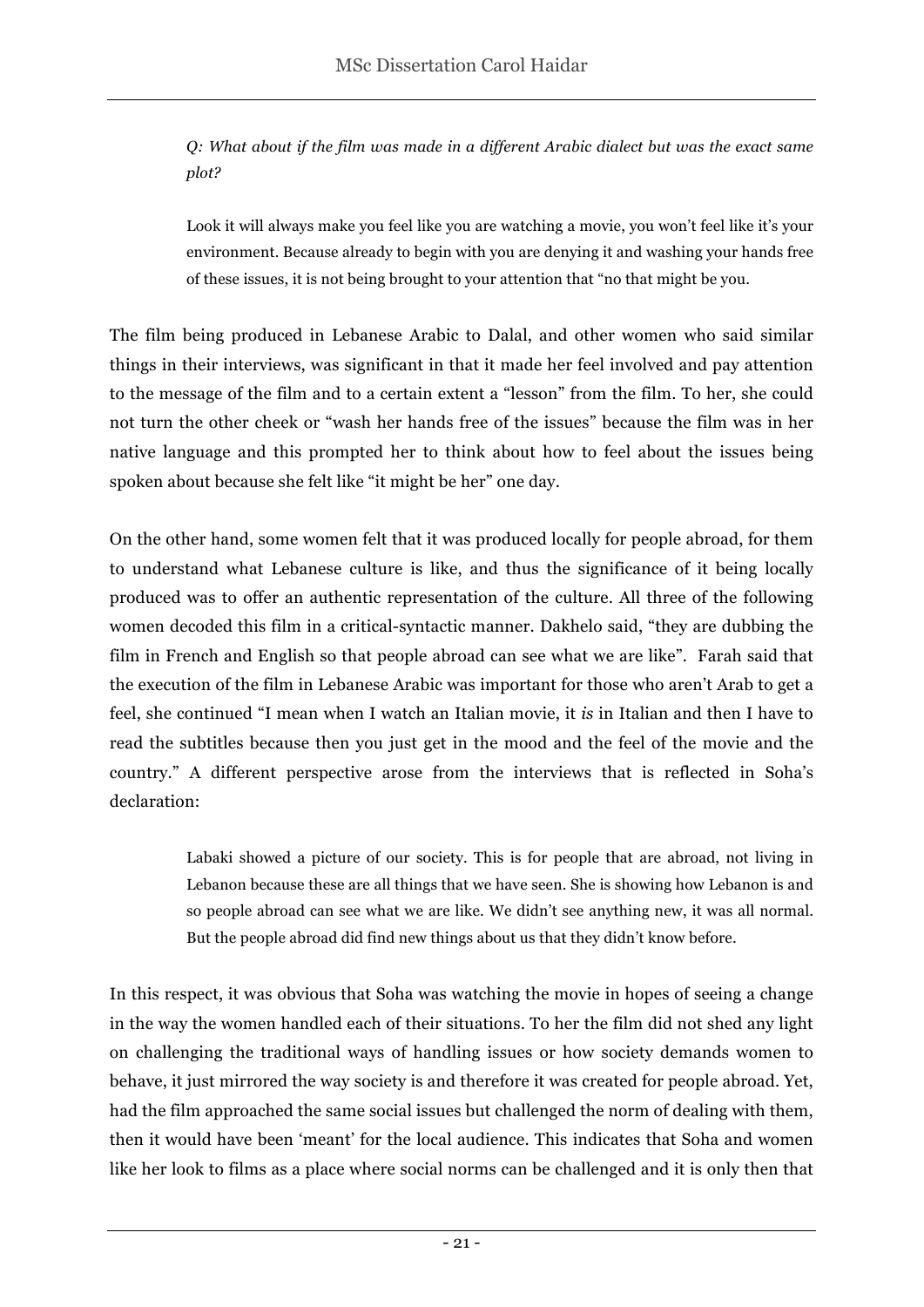> *Q: What about if the film was made in a different Arabic dialect but was the exact same plot?*
>
> Look it will always make you feel like you are watching a movie, you won't feel like it's your environment. Because already to begin with you are denying it and washing your hands free of these issues, it is not being brought to your attention that "no that might be you.

The film being produced in Lebanese Arabic to Dalal, and other women who said similar things in their interviews, was significant in that it made her feel involved and pay attention to the message of the film and to a certain extent a "lesson" from the film. To her, she could not turn the other cheek or "wash her hands free of the issues" because the film was in her native language and this prompted her to think about how to feel about the issues being spoken about because she felt like "it might be her" one day.

On the other hand, some women felt that it was produced locally for people abroad, for them to understand what Lebanese culture is like, and thus the significance of it being locally produced was to offer an authentic representation of the culture. All three of the following women decoded this film in a critical-syntactic manner. Dakhelo said, "they are dubbing the film in French and English so that people abroad can see what we are like". Farah said that the execution of the film in Lebanese Arabic was important for those who aren't Arab to get a feel, she continued "I mean when I watch an Italian movie, it *is* in Italian and then I have to read the subtitles because then you just get in the mood and the feel of the movie and the country." A different perspective arose from the interviews that is reflected in Soha's declaration:

> Labaki showed a picture of our society. This is for people that are abroad, not living in Lebanon because these are all things that we have seen. She is showing how Lebanon is and so people abroad can see what we are like. We didn't see anything new, it was all normal. But the people abroad did find new things about us that they didn't know before.

In this respect, it was obvious that Soha was watching the movie in hopes of seeing a change in the way the women handled each of their situations. To her the film did not shed any light on challenging the traditional ways of handling issues or how society demands women to behave, it just mirrored the way society is and therefore it was created for people abroad. Yet, had the film approached the same social issues but challenged the norm of dealing with them, then it would have been 'meant' for the local audience. This indicates that Soha and women like her look to films as a place where social norms can be challenged and it is only then that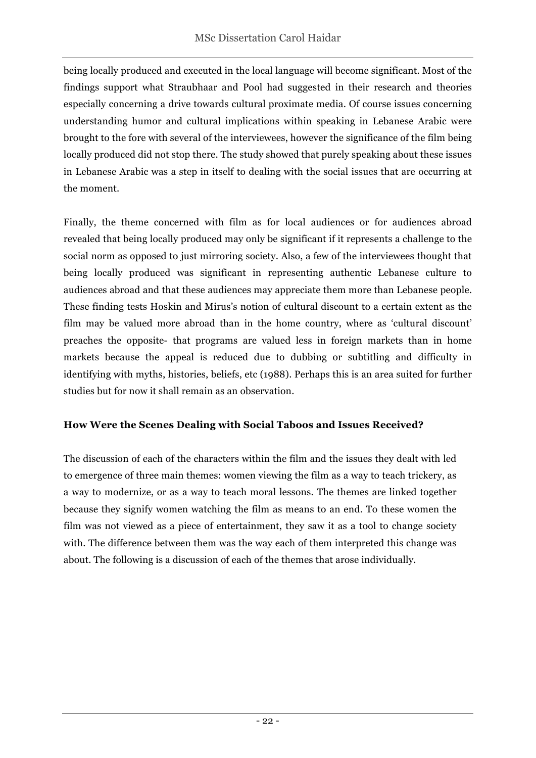being locally produced and executed in the local language will become significant. Most of the findings support what Straubhaar and Pool had suggested in their research and theories especially concerning a drive towards cultural proximate media. Of course issues concerning understanding humor and cultural implications within speaking in Lebanese Arabic were brought to the fore with several of the interviewees, however the significance of the film being locally produced did not stop there. The study showed that purely speaking about these issues in Lebanese Arabic was a step in itself to dealing with the social issues that are occurring at the moment.

Finally, the theme concerned with film as for local audiences or for audiences abroad revealed that being locally produced may only be significant if it represents a challenge to the social norm as opposed to just mirroring society. Also, a few of the interviewees thought that being locally produced was significant in representing authentic Lebanese culture to audiences abroad and that these audiences may appreciate them more than Lebanese people. These finding tests Hoskin and Mirus's notion of cultural discount to a certain extent as the film may be valued more abroad than in the home country, where as 'cultural discount' preaches the opposite- that programs are valued less in foreign markets than in home markets because the appeal is reduced due to dubbing or subtitling and difficulty in identifying with myths, histories, beliefs, etc (1988). Perhaps this is an area suited for further studies but for now it shall remain as an observation.

### How Were the Scenes Dealing with Social Taboos and Issues Received?

The discussion of each of the characters within the film and the issues they dealt with led to emergence of three main themes: women viewing the film as a way to teach trickery, as a way to modernize, or as a way to teach moral lessons. The themes are linked together because they signify women watching the film as means to an end. To these women the film was not viewed as a piece of entertainment, they saw it as a tool to change society with. The difference between them was the way each of them interpreted this change was about. The following is a discussion of each of the themes that arose individually.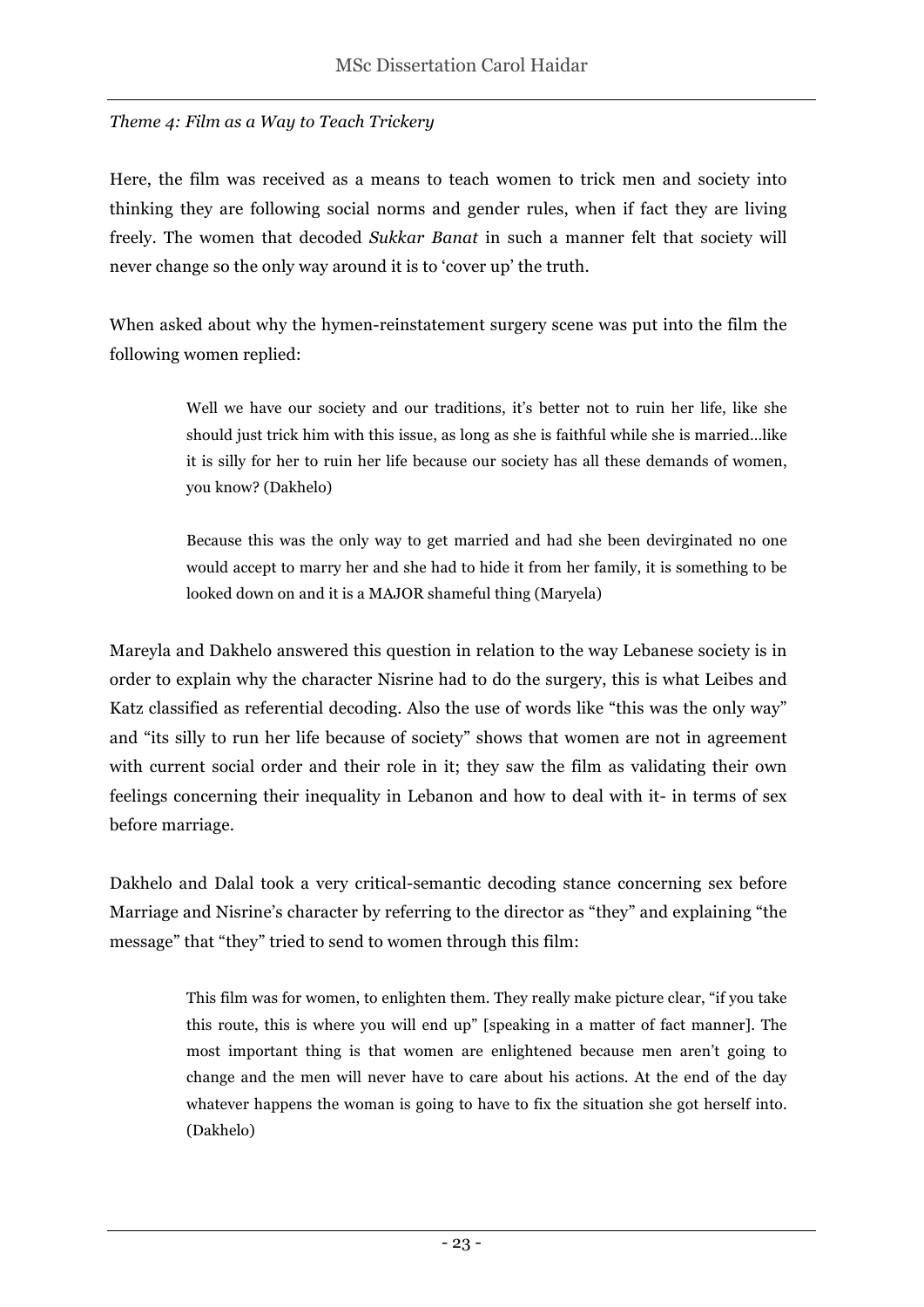*Theme 4: Film as a Way to Teach Trickery*

Here, the film was received as a means to teach women to trick men and society into thinking they are following social norms and gender rules, when if fact they are living freely. The women that decoded *Sukkar Banat* in such a manner felt that society will never change so the only way around it is to 'cover up' the truth.

When asked about why the hymen-reinstatement surgery scene was put into the film the following women replied:

> Well we have our society and our traditions, it's better not to ruin her life, like she should just trick him with this issue, as long as she is faithful while she is married…like it is silly for her to ruin her life because our society has all these demands of women, you know? (Dakhelo)

> Because this was the only way to get married and had she been devirginated no one would accept to marry her and she had to hide it from her family, it is something to be looked down on and it is a MAJOR shameful thing (Maryela)

Mareyla and Dakhelo answered this question in relation to the way Lebanese society is in order to explain why the character Nisrine had to do the surgery, this is what Leibes and Katz classified as referential decoding. Also the use of words like "this was the only way" and "its silly to run her life because of society" shows that women are not in agreement with current social order and their role in it; they saw the film as validating their own feelings concerning their inequality in Lebanon and how to deal with it- in terms of sex before marriage.

Dakhelo and Dalal took a very critical-semantic decoding stance concerning sex before Marriage and Nisrine's character by referring to the director as "they" and explaining "the message" that "they" tried to send to women through this film:

> This film was for women, to enlighten them. They really make picture clear, "if you take this route, this is where you will end up" [speaking in a matter of fact manner]. The most important thing is that women are enlightened because men aren't going to change and the men will never have to care about his actions. At the end of the day whatever happens the woman is going to have to fix the situation she got herself into. (Dakhelo)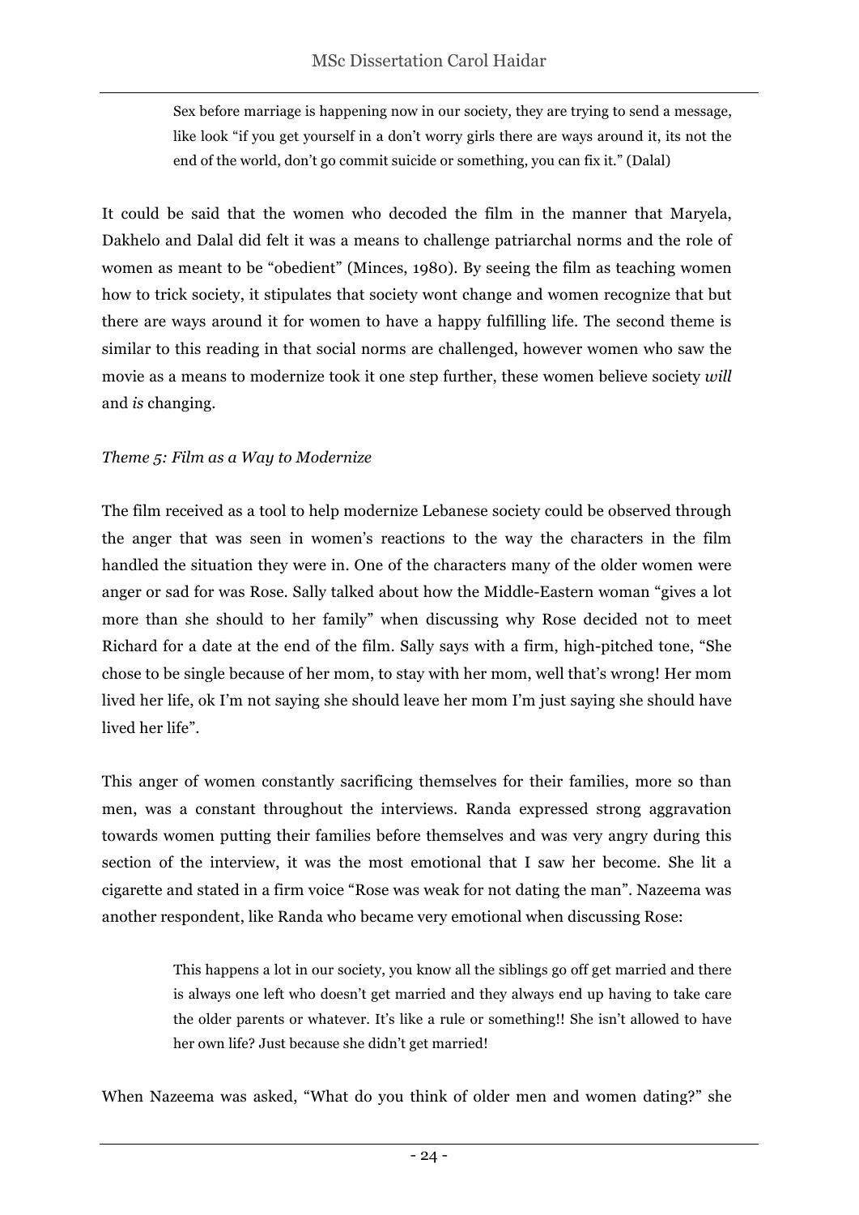> Sex before marriage is happening now in our society, they are trying to send a message, like look "if you get yourself in a don't worry girls there are ways around it, its not the end of the world, don't go commit suicide or something, you can fix it." (Dalal)

It could be said that the women who decoded the film in the manner that Maryela, Dakhelo and Dalal did felt it was a means to challenge patriarchal norms and the role of women as meant to be "obedient" (Minces, 1980). By seeing the film as teaching women how to trick society, it stipulates that society wont change and women recognize that but there are ways around it for women to have a happy fulfilling life. The second theme is similar to this reading in that social norms are challenged, however women who saw the movie as a means to modernize took it one step further, these women believe society *will* and *is* changing.

*Theme 5: Film as a Way to Modernize*

The film received as a tool to help modernize Lebanese society could be observed through the anger that was seen in women's reactions to the way the characters in the film handled the situation they were in. One of the characters many of the older women were anger or sad for was Rose. Sally talked about how the Middle-Eastern woman "gives a lot more than she should to her family" when discussing why Rose decided not to meet Richard for a date at the end of the film. Sally says with a firm, high-pitched tone, "She chose to be single because of her mom, to stay with her mom, well that's wrong! Her mom lived her life, ok I'm not saying she should leave her mom I'm just saying she should have lived her life".

This anger of women constantly sacrificing themselves for their families, more so than men, was a constant throughout the interviews. Randa expressed strong aggravation towards women putting their families before themselves and was very angry during this section of the interview, it was the most emotional that I saw her become. She lit a cigarette and stated in a firm voice "Rose was weak for not dating the man". Nazeema was another respondent, like Randa who became very emotional when discussing Rose:

> This happens a lot in our society, you know all the siblings go off get married and there is always one left who doesn't get married and they always end up having to take care the older parents or whatever. It's like a rule or something!! She isn't allowed to have her own life? Just because she didn't get married!

When Nazeema was asked, "What do you think of older men and women dating?" she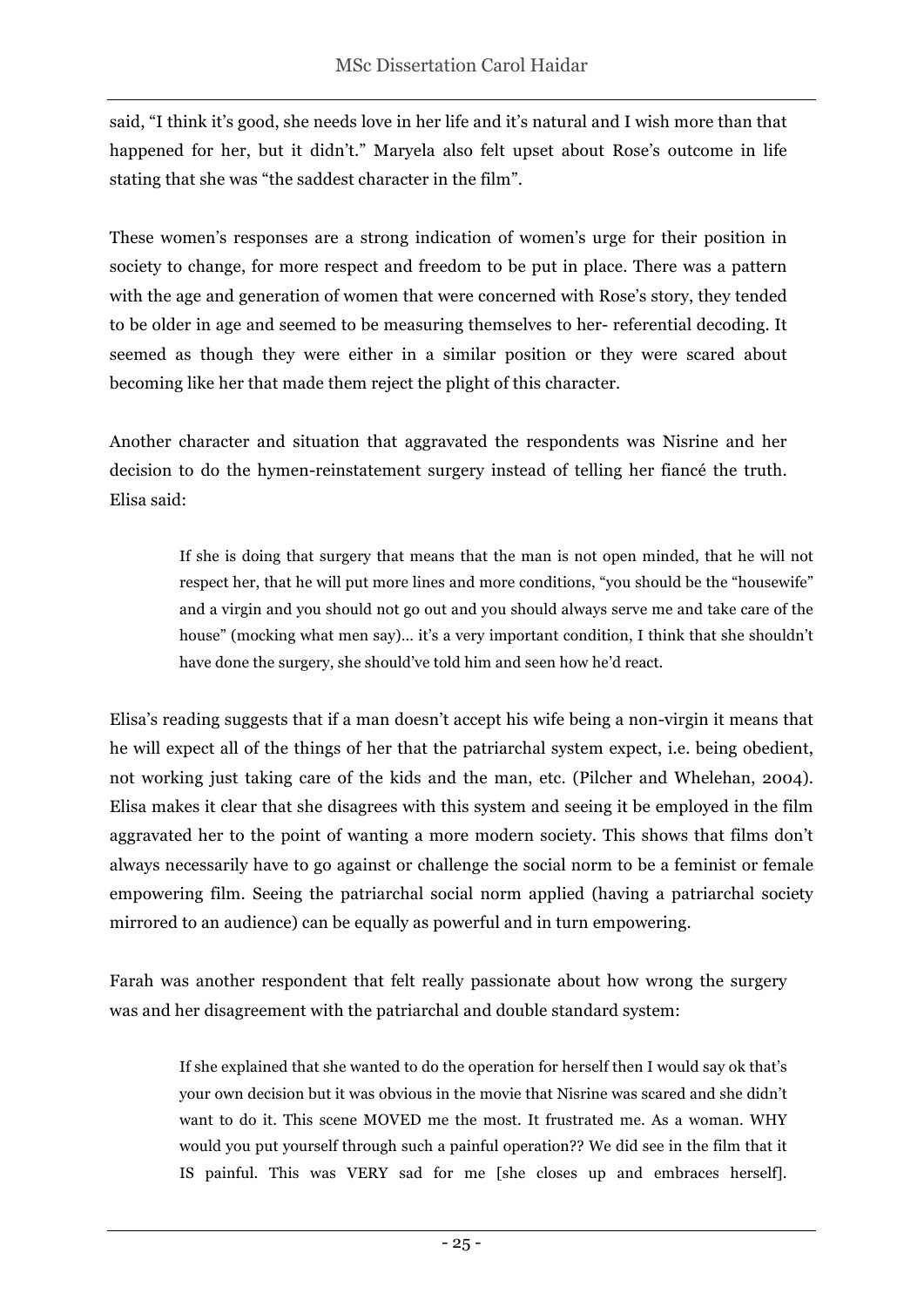said, "I think it's good, she needs love in her life and it's natural and I wish more than that happened for her, but it didn't." Maryela also felt upset about Rose's outcome in life stating that she was "the saddest character in the film".

These women's responses are a strong indication of women's urge for their position in society to change, for more respect and freedom to be put in place. There was a pattern with the age and generation of women that were concerned with Rose's story, they tended to be older in age and seemed to be measuring themselves to her- referential decoding. It seemed as though they were either in a similar position or they were scared about becoming like her that made them reject the plight of this character.

Another character and situation that aggravated the respondents was Nisrine and her decision to do the hymen-reinstatement surgery instead of telling her fiancé the truth. Elisa said:

> If she is doing that surgery that means that the man is not open minded, that he will not respect her, that he will put more lines and more conditions, "you should be the "housewife" and a virgin and you should not go out and you should always serve me and take care of the house" (mocking what men say)... it's a very important condition, I think that she shouldn't have done the surgery, she should've told him and seen how he'd react.

Elisa's reading suggests that if a man doesn't accept his wife being a non-virgin it means that he will expect all of the things of her that the patriarchal system expect, i.e. being obedient, not working just taking care of the kids and the man, etc. (Pilcher and Whelehan, 2004). Elisa makes it clear that she disagrees with this system and seeing it be employed in the film aggravated her to the point of wanting a more modern society. This shows that films don't always necessarily have to go against or challenge the social norm to be a feminist or female empowering film. Seeing the patriarchal social norm applied (having a patriarchal society mirrored to an audience) can be equally as powerful and in turn empowering.

Farah was another respondent that felt really passionate about how wrong the surgery was and her disagreement with the patriarchal and double standard system:

> If she explained that she wanted to do the operation for herself then I would say ok that's your own decision but it was obvious in the movie that Nisrine was scared and she didn't want to do it. This scene MOVED me the most. It frustrated me. As a woman. WHY would you put yourself through such a painful operation?? We did see in the film that it IS painful. This was VERY sad for me [she closes up and embraces herself].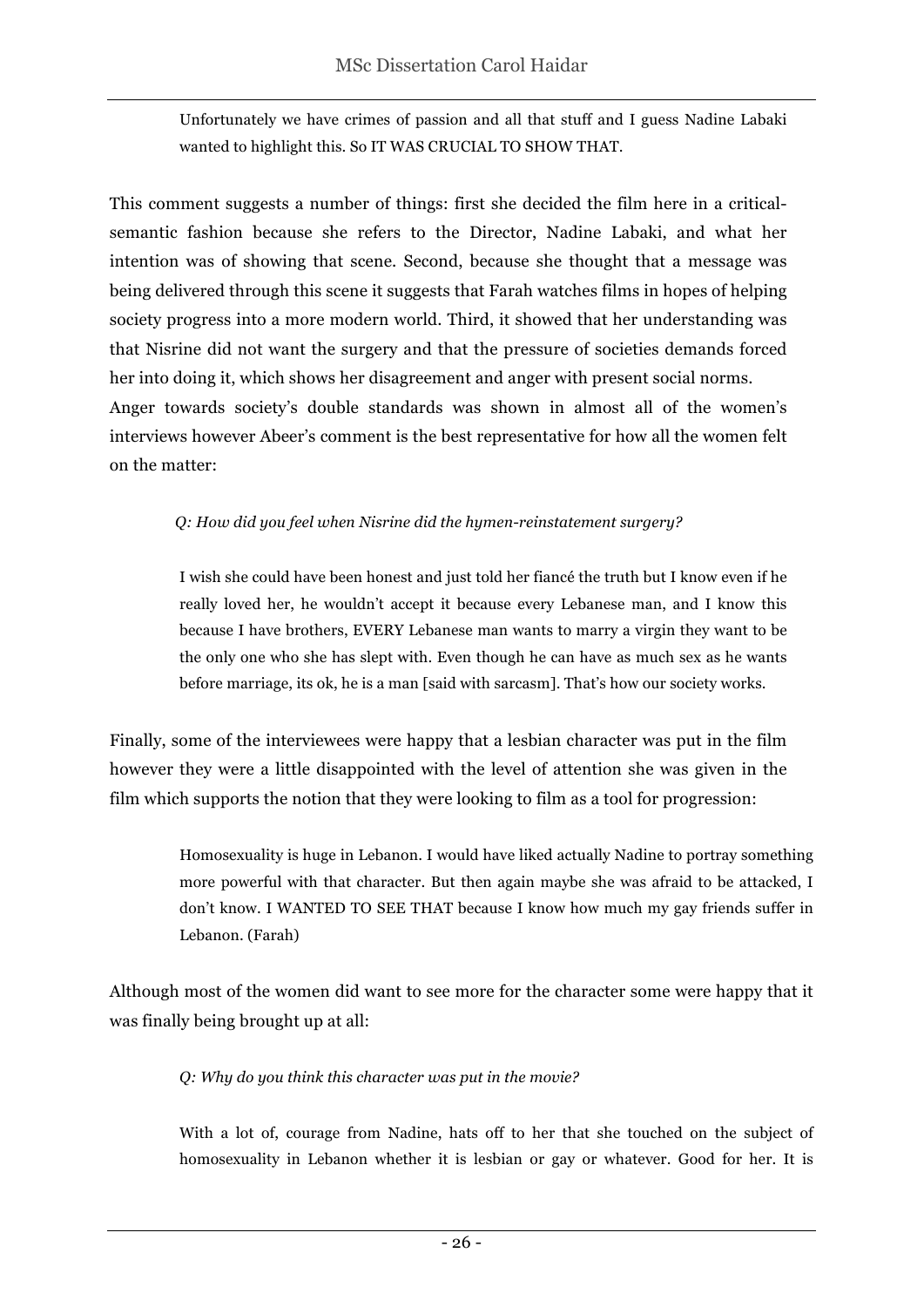> Unfortunately we have crimes of passion and all that stuff and I guess Nadine Labaki wanted to highlight this. So IT WAS CRUCIAL TO SHOW THAT.

This comment suggests a number of things: first she decided the film here in a critical-semantic fashion because she refers to the Director, Nadine Labaki, and what her intention was of showing that scene. Second, because she thought that a message was being delivered through this scene it suggests that Farah watches films in hopes of helping society progress into a more modern world. Third, it showed that her understanding was that Nisrine did not want the surgery and that the pressure of societies demands forced her into doing it, which shows her disagreement and anger with present social norms.
Anger towards society's double standards was shown in almost all of the women's interviews however Abeer's comment is the best representative for how all the women felt on the matter:

> *Q: How did you feel when Nisrine did the hymen-reinstatement surgery?*
>
> I wish she could have been honest and just told her fiancé the truth but I know even if he really loved her, he wouldn't accept it because every Lebanese man, and I know this because I have brothers, EVERY Lebanese man wants to marry a virgin they want to be the only one who she has slept with. Even though he can have as much sex as he wants before marriage, its ok, he is a man [said with sarcasm]. That's how our society works.

Finally, some of the interviewees were happy that a lesbian character was put in the film however they were a little disappointed with the level of attention she was given in the film which supports the notion that they were looking to film as a tool for progression:

> Homosexuality is huge in Lebanon. I would have liked actually Nadine to portray something more powerful with that character. But then again maybe she was afraid to be attacked, I don't know. I WANTED TO SEE THAT because I know how much my gay friends suffer in Lebanon. (Farah)

Although most of the women did want to see more for the character some were happy that it was finally being brought up at all:

> *Q: Why do you think this character was put in the movie?*
>
> With a lot of, courage from Nadine, hats off to her that she touched on the subject of homosexuality in Lebanon whether it is lesbian or gay or whatever. Good for her. It is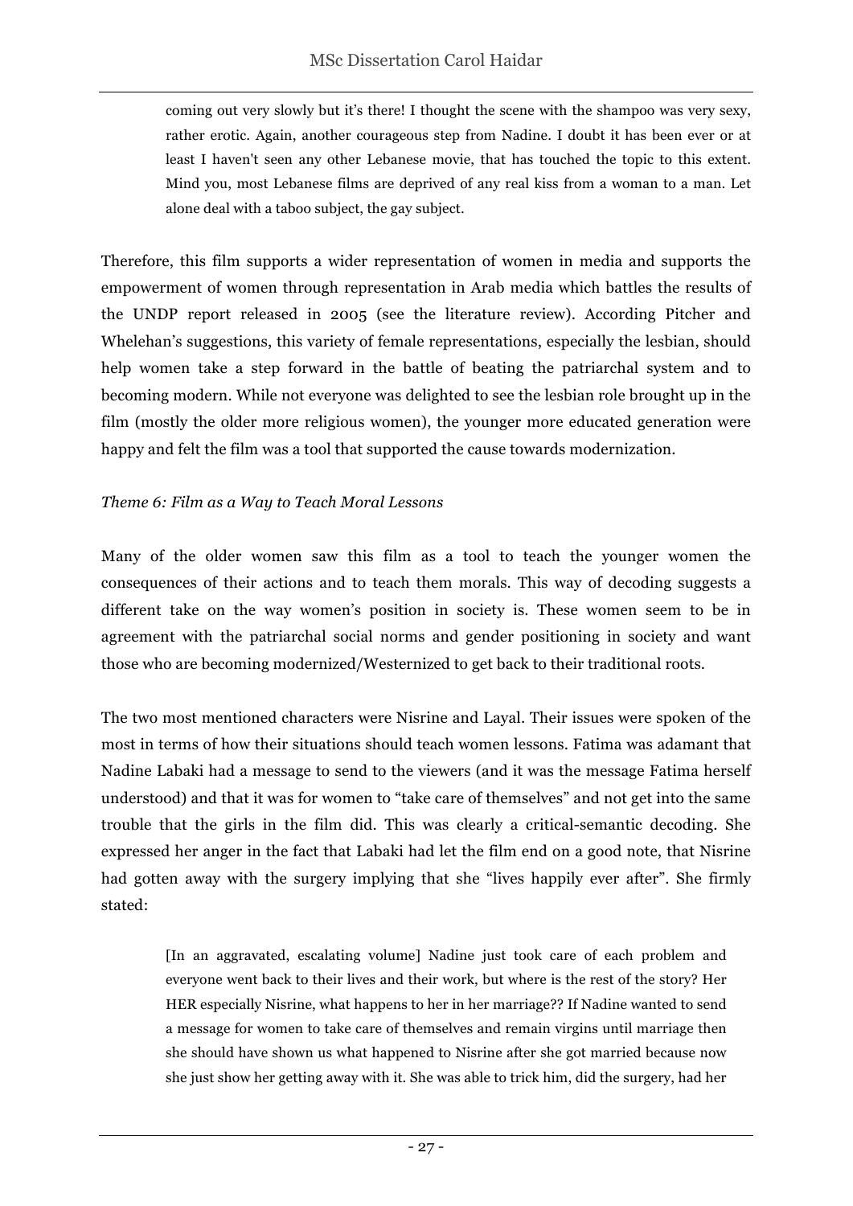> coming out very slowly but it's there! I thought the scene with the shampoo was very sexy, rather erotic. Again, another courageous step from Nadine. I doubt it has been ever or at least I haven't seen any other Lebanese movie, that has touched the topic to this extent. Mind you, most Lebanese films are deprived of any real kiss from a woman to a man. Let alone deal with a taboo subject, the gay subject.

Therefore, this film supports a wider representation of women in media and supports the empowerment of women through representation in Arab media which battles the results of the UNDP report released in 2005 (see the literature review). According Pitcher and Whelehan's suggestions, this variety of female representations, especially the lesbian, should help women take a step forward in the battle of beating the patriarchal system and to becoming modern. While not everyone was delighted to see the lesbian role brought up in the film (mostly the older more religious women), the younger more educated generation were happy and felt the film was a tool that supported the cause towards modernization.

*Theme 6: Film as a Way to Teach Moral Lessons*

Many of the older women saw this film as a tool to teach the younger women the consequences of their actions and to teach them morals. This way of decoding suggests a different take on the way women's position in society is. These women seem to be in agreement with the patriarchal social norms and gender positioning in society and want those who are becoming modernized/Westernized to get back to their traditional roots.

The two most mentioned characters were Nisrine and Layal. Their issues were spoken of the most in terms of how their situations should teach women lessons. Fatima was adamant that Nadine Labaki had a message to send to the viewers (and it was the message Fatima herself understood) and that it was for women to "take care of themselves" and not get into the same trouble that the girls in the film did. This was clearly a critical-semantic decoding. She expressed her anger in the fact that Labaki had let the film end on a good note, that Nisrine had gotten away with the surgery implying that she "lives happily ever after". She firmly stated:

> [In an aggravated, escalating volume] Nadine just took care of each problem and everyone went back to their lives and their work, but where is the rest of the story? Her HER especially Nisrine, what happens to her in her marriage?? If Nadine wanted to send a message for women to take care of themselves and remain virgins until marriage then she should have shown us what happened to Nisrine after she got married because now she just show her getting away with it. She was able to trick him, did the surgery, had her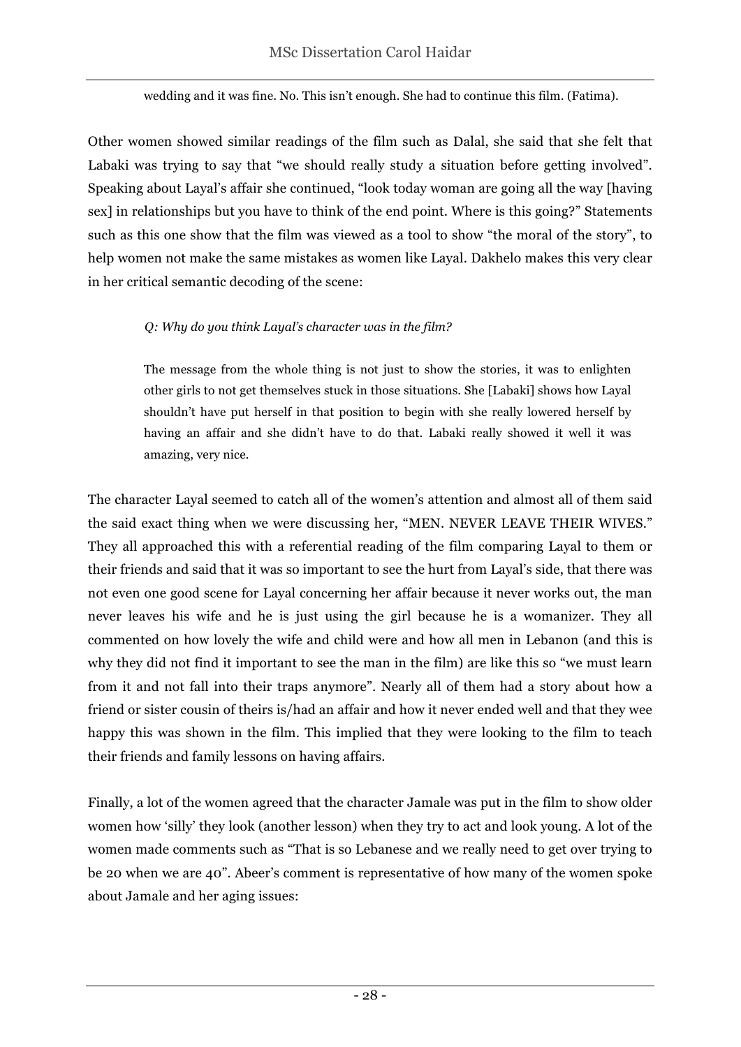> wedding and it was fine. No. This isn't enough. She had to continue this film. (Fatima).

Other women showed similar readings of the film such as Dalal, she said that she felt that Labaki was trying to say that "we should really study a situation before getting involved". Speaking about Layal's affair she continued, "look today woman are going all the way [having sex] in relationships but you have to think of the end point. Where is this going?" Statements such as this one show that the film was viewed as a tool to show "the moral of the story", to help women not make the same mistakes as women like Layal. Dakhelo makes this very clear in her critical semantic decoding of the scene:

> *Q: Why do you think Layal's character was in the film?*
>
> The message from the whole thing is not just to show the stories, it was to enlighten other girls to not get themselves stuck in those situations. She [Labaki] shows how Layal shouldn't have put herself in that position to begin with she really lowered herself by having an affair and she didn't have to do that. Labaki really showed it well it was amazing, very nice.

The character Layal seemed to catch all of the women's attention and almost all of them said the said exact thing when we were discussing her, "MEN. NEVER LEAVE THEIR WIVES." They all approached this with a referential reading of the film comparing Layal to them or their friends and said that it was so important to see the hurt from Layal's side, that there was not even one good scene for Layal concerning her affair because it never works out, the man never leaves his wife and he is just using the girl because he is a womanizer. They all commented on how lovely the wife and child were and how all men in Lebanon (and this is why they did not find it important to see the man in the film) are like this so "we must learn from it and not fall into their traps anymore". Nearly all of them had a story about how a friend or sister cousin of theirs is/had an affair and how it never ended well and that they wee happy this was shown in the film. This implied that they were looking to the film to teach their friends and family lessons on having affairs.

Finally, a lot of the women agreed that the character Jamale was put in the film to show older women how 'silly' they look (another lesson) when they try to act and look young. A lot of the women made comments such as "That is so Lebanese and we really need to get over trying to be 20 when we are 40". Abeer's comment is representative of how many of the women spoke about Jamale and her aging issues: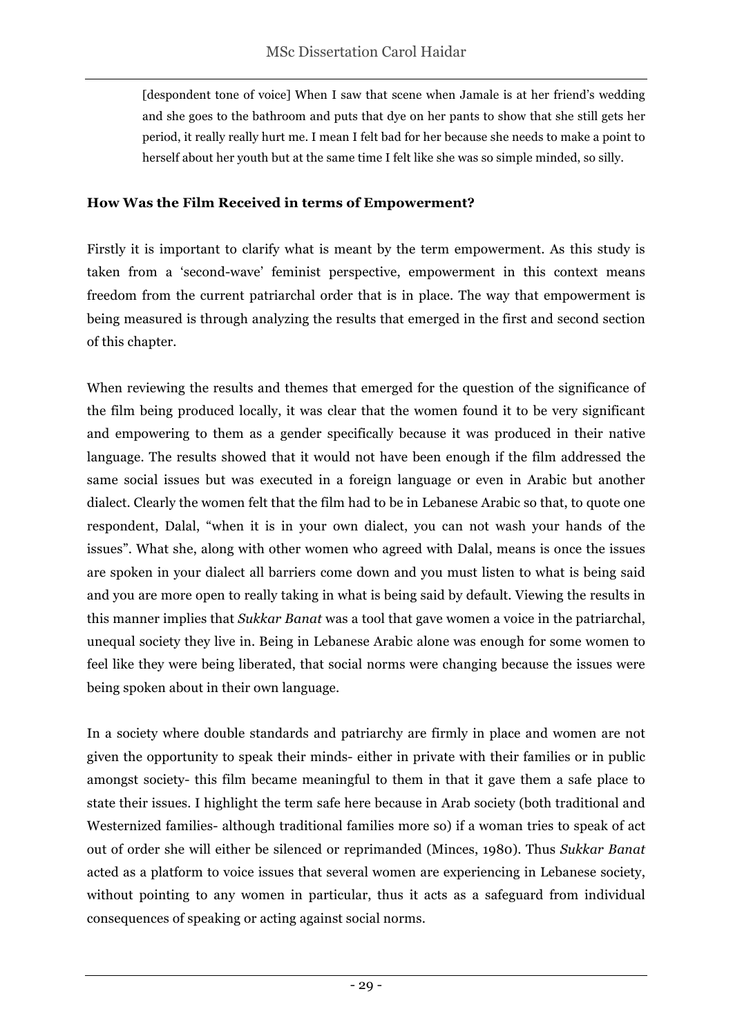> [despondent tone of voice] When I saw that scene when Jamale is at her friend's wedding and she goes to the bathroom and puts that dye on her pants to show that she still gets her period, it really really hurt me. I mean I felt bad for her because she needs to make a point to herself about her youth but at the same time I felt like she was so simple minded, so silly.

**How Was the Film Received in terms of Empowerment?**

Firstly it is important to clarify what is meant by the term empowerment. As this study is taken from a 'second-wave' feminist perspective, empowerment in this context means freedom from the current patriarchal order that is in place. The way that empowerment is being measured is through analyzing the results that emerged in the first and second section of this chapter.

When reviewing the results and themes that emerged for the question of the significance of the film being produced locally, it was clear that the women found it to be very significant and empowering to them as a gender specifically because it was produced in their native language. The results showed that it would not have been enough if the film addressed the same social issues but was executed in a foreign language or even in Arabic but another dialect. Clearly the women felt that the film had to be in Lebanese Arabic so that, to quote one respondent, Dalal, "when it is in your own dialect, you can not wash your hands of the issues". What she, along with other women who agreed with Dalal, means is once the issues are spoken in your dialect all barriers come down and you must listen to what is being said and you are more open to really taking in what is being said by default. Viewing the results in this manner implies that *Sukkar Banat* was a tool that gave women a voice in the patriarchal, unequal society they live in. Being in Lebanese Arabic alone was enough for some women to feel like they were being liberated, that social norms were changing because the issues were being spoken about in their own language.

In a society where double standards and patriarchy are firmly in place and women are not given the opportunity to speak their minds- either in private with their families or in public amongst society- this film became meaningful to them in that it gave them a safe place to state their issues. I highlight the term safe here because in Arab society (both traditional and Westernized families- although traditional families more so) if a woman tries to speak of act out of order she will either be silenced or reprimanded (Minces, 1980). Thus *Sukkar Banat* acted as a platform to voice issues that several women are experiencing in Lebanese society, without pointing to any women in particular, thus it acts as a safeguard from individual consequences of speaking or acting against social norms.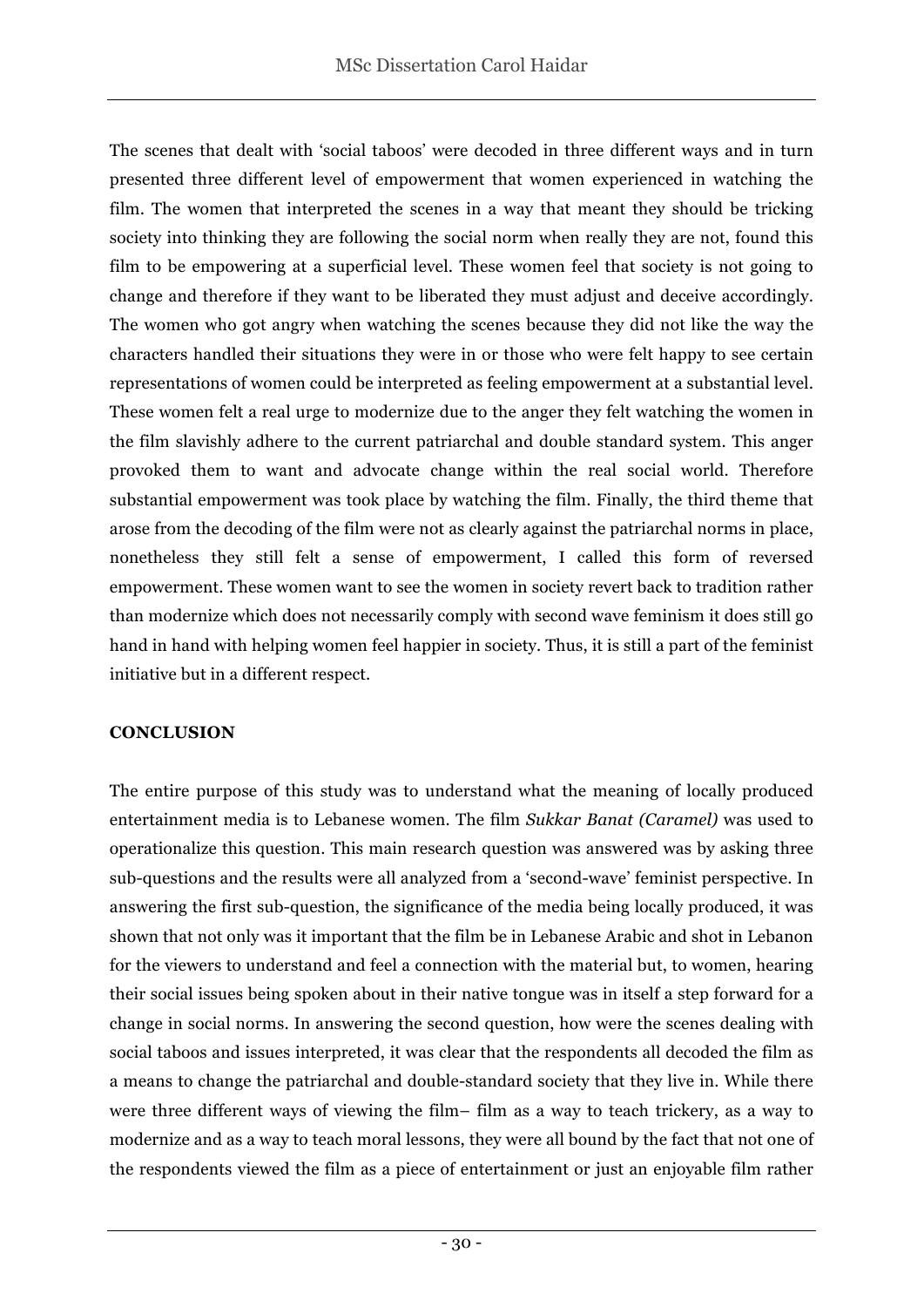The scenes that dealt with 'social taboos' were decoded in three different ways and in turn presented three different level of empowerment that women experienced in watching the film. The women that interpreted the scenes in a way that meant they should be tricking society into thinking they are following the social norm when really they are not, found this film to be empowering at a superficial level. These women feel that society is not going to change and therefore if they want to be liberated they must adjust and deceive accordingly. The women who got angry when watching the scenes because they did not like the way the characters handled their situations they were in or those who were felt happy to see certain representations of women could be interpreted as feeling empowerment at a substantial level. These women felt a real urge to modernize due to the anger they felt watching the women in the film slavishly adhere to the current patriarchal and double standard system. This anger provoked them to want and advocate change within the real social world. Therefore substantial empowerment was took place by watching the film. Finally, the third theme that arose from the decoding of the film were not as clearly against the patriarchal norms in place, nonetheless they still felt a sense of empowerment, I called this form of reversed empowerment. These women want to see the women in society revert back to tradition rather than modernize which does not necessarily comply with second wave feminism it does still go hand in hand with helping women feel happier in society. Thus, it is still a part of the feminist initiative but in a different respect.

**CONCLUSION**

The entire purpose of this study was to understand what the meaning of locally produced entertainment media is to Lebanese women. The film *Sukkar Banat (Caramel)* was used to operationalize this question. This main research question was answered was by asking three sub-questions and the results were all analyzed from a 'second-wave' feminist perspective. In answering the first sub-question, the significance of the media being locally produced, it was shown that not only was it important that the film be in Lebanese Arabic and shot in Lebanon for the viewers to understand and feel a connection with the material but, to women, hearing their social issues being spoken about in their native tongue was in itself a step forward for a change in social norms. In answering the second question, how were the scenes dealing with social taboos and issues interpreted, it was clear that the respondents all decoded the film as a means to change the patriarchal and double-standard society that they live in. While there were three different ways of viewing the film– film as a way to teach trickery, as a way to modernize and as a way to teach moral lessons, they were all bound by the fact that not one of the respondents viewed the film as a piece of entertainment or just an enjoyable film rather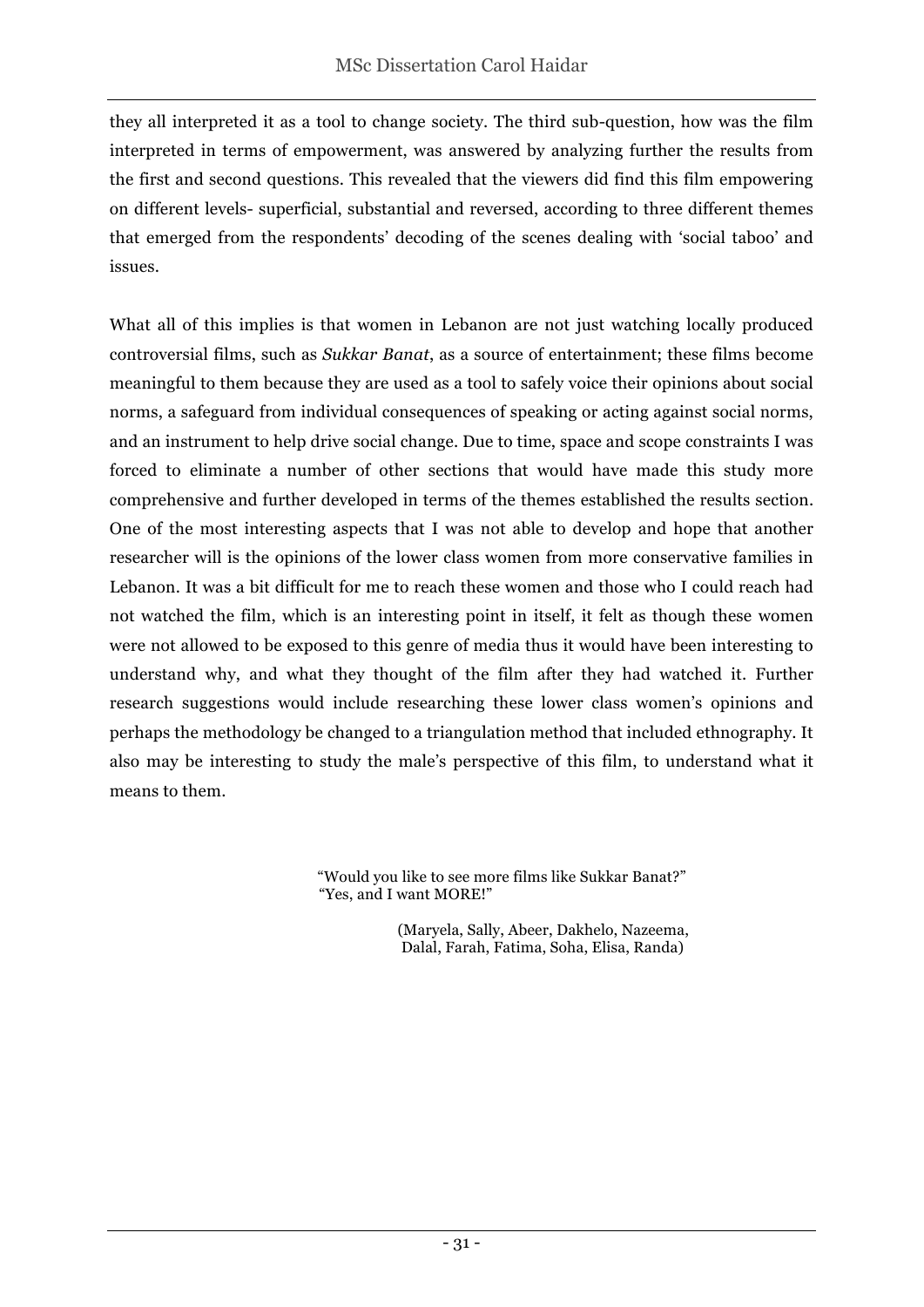they all interpreted it as a tool to change society. The third sub-question, how was the film interpreted in terms of empowerment, was answered by analyzing further the results from the first and second questions. This revealed that the viewers did find this film empowering on different levels- superficial, substantial and reversed, according to three different themes that emerged from the respondents' decoding of the scenes dealing with 'social taboo' and issues.

What all of this implies is that women in Lebanon are not just watching locally produced controversial films, such as *Sukkar Banat*, as a source of entertainment; these films become meaningful to them because they are used as a tool to safely voice their opinions about social norms, a safeguard from individual consequences of speaking or acting against social norms, and an instrument to help drive social change. Due to time, space and scope constraints I was forced to eliminate a number of other sections that would have made this study more comprehensive and further developed in terms of the themes established the results section. One of the most interesting aspects that I was not able to develop and hope that another researcher will is the opinions of the lower class women from more conservative families in Lebanon. It was a bit difficult for me to reach these women and those who I could reach had not watched the film, which is an interesting point in itself, it felt as though these women were not allowed to be exposed to this genre of media thus it would have been interesting to understand why, and what they thought of the film after they had watched it. Further research suggestions would include researching these lower class women's opinions and perhaps the methodology be changed to a triangulation method that included ethnography. It also may be interesting to study the male's perspective of this film, to understand what it means to them.

> "Would you like to see more films like Sukkar Banat?"
> "Yes, and I want MORE!"
>
> (Maryela, Sally, Abeer, Dakhelo, Nazeema, Dalal, Farah, Fatima, Soha, Elisa, Randa)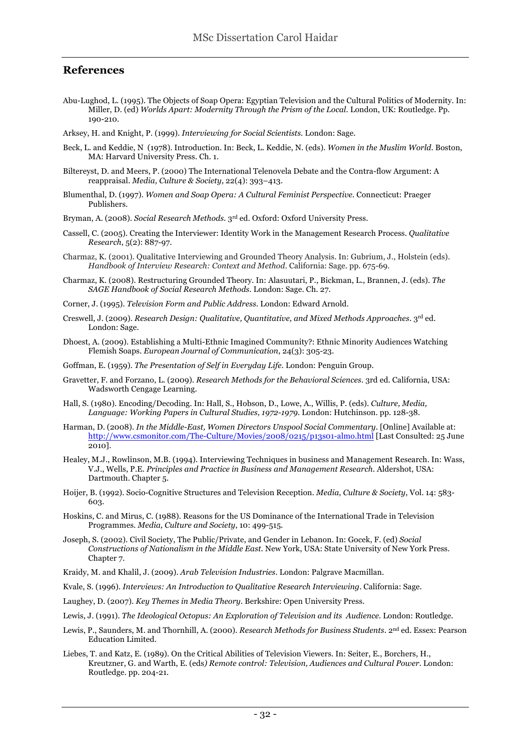## References

Abu-Lughod, L. (1995). The Objects of Soap Opera: Egyptian Television and the Cultural Politics of Modernity. In: Miller, D. (ed) *Worlds Apart: Modernity Through the Prism of the Local*. London, UK: Routledge. Pp. 190-210.

Arksey, H. and Knight, P. (1999). *Interviewing for Social Scientists*. London: Sage.

Beck, L. and Keddie, N (1978). Introduction. In: Beck, L. Keddie, N. (eds). *Women in the Muslim World*. Boston, MA: Harvard University Press. Ch. 1.

Biltereyst, D. and Meers, P. (2000) The International Telenovela Debate and the Contra-flow Argument: A reappraisal. *Media, Culture & Society*, 22(4): 393–413.

Blumenthal, D. (1997). *Women and Soap Opera: A Cultural Feminist Perspective*. Connecticut: Praeger Publishers.

Bryman, A. (2008). *Social Research Methods*. 3rd ed. Oxford: Oxford University Press.

Cassell, C. (2005). Creating the Interviewer: Identity Work in the Management Research Process. *Qualitative Research*, 5(2): 887-97.

Charmaz, K. (2001). Qualitative Interviewing and Grounded Theory Analysis. In: Gubrium, J., Holstein (eds). *Handbook of Interview Research: Context and Method*. California: Sage. pp. 675-69.

Charmaz, K. (2008). Restructuring Grounded Theory. In: Alasuutari, P., Bickman, L., Brannen, J. (eds). *The SAGE Handbook of Social Research Methods*. London: Sage. Ch. 27.

Corner, J. (1995). *Television Form and Public Address*. London: Edward Arnold.

Creswell, J. (2009). *Research Design: Qualitative, Quantitative, and Mixed Methods Approaches*. 3rd ed. London: Sage.

Dhoest, A. (2009). Establishing a Multi-Ethnic Imagined Community?: Ethnic Minority Audiences Watching Flemish Soaps. *European Journal of Communication*, 24(3): 305-23.

Goffman, E. (1959). *The Presentation of Self in Everyday Life*. London: Penguin Group.

Gravetter, F. and Forzano, L. (2009). *Research Methods for the Behavioral Sciences*. 3rd ed. California, USA: Wadsworth Cengage Learning.

Hall, S. (1980). Encoding/Decoding. In: Hall, S., Hobson, D., Lowe, A., Willis, P. (eds). *Culture, Media, Language: Working Papers in Cultural Studies, 1972-1979*. London: Hutchinson. pp. 128-38.

Harman, D. (2008). *In the Middle-East, Women Directors Unspool Social Commentary*. [Online] Available at: http://www.csmonitor.com/The-Culture/Movies/2008/0215/p13s01-almo.html [Last Consulted: 25 June 2010].

Healey, M.J., Rowlinson, M.B. (1994). Interviewing Techniques in business and Management Research. In: Wass, V.J., Wells, P.E. *Principles and Practice in Business and Management Research*. Aldershot, USA: Dartmouth. Chapter 5.

Hoijer, B. (1992). Socio-Cognitive Structures and Television Reception. *Media, Culture & Society*, Vol. 14: 583-603.

Hoskins, C. and Mirus, C. (1988). Reasons for the US Dominance of the International Trade in Television Programmes. *Media, Culture and Society*, 10: 499-515.

Joseph, S. (2002). Civil Society, The Public/Private, and Gender in Lebanon. In: Gocek, F. (ed) *Social Constructions of Nationalism in the Middle East*. New York, USA: State University of New York Press. Chapter 7.

Kraidy, M. and Khalil, J. (2009). *Arab Television Industries*. London: Palgrave Macmillan.

Kvale, S. (1996). *Interviews: An Introduction to Qualitative Research Interviewing*. California: Sage.

Laughey, D. (2007). *Key Themes in Media Theory*. Berkshire: Open University Press.

Lewis, J. (1991). *The Ideological Octopus: An Exploration of Television and its Audience*. London: Routledge.

Lewis, P., Saunders, M. and Thornhill, A. (2000). *Research Methods for Business Students*. 2nd ed. Essex: Pearson Education Limited.

Liebes, T. and Katz, E. (1989). On the Critical Abilities of Television Viewers. In: Seiter, E., Borchers, H., Kreutzner, G. and Warth, E. (eds) *Remote control: Television, Audiences and Cultural Power*. London: Routledge. pp. 204-21.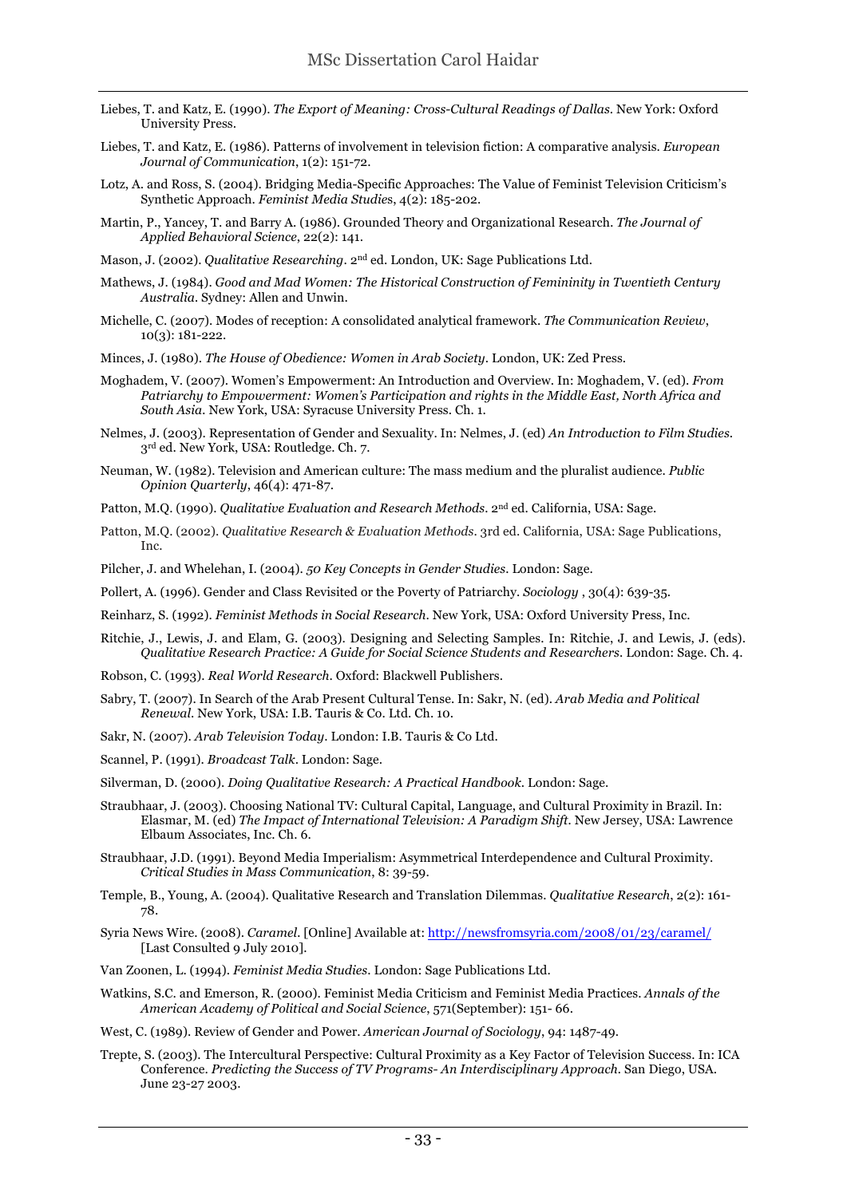Liebes, T. and Katz, E. (1990). *The Export of Meaning: Cross-Cultural Readings of Dallas*. New York: Oxford University Press.

Liebes, T. and Katz, E. (1986). Patterns of involvement in television fiction: A comparative analysis. *European Journal of Communication*, 1(2): 151-72.

Lotz, A. and Ross, S. (2004). Bridging Media-Specific Approaches: The Value of Feminist Television Criticism's Synthetic Approach. *Feminist Media Studies*, 4(2): 185-202.

Martin, P., Yancey, T. and Barry A. (1986). Grounded Theory and Organizational Research. *The Journal of Applied Behavioral Science*, 22(2): 141.

Mason, J. (2002). *Qualitative Researching*. 2nd ed. London, UK: Sage Publications Ltd.

Mathews, J. (1984). *Good and Mad Women: The Historical Construction of Femininity in Twentieth Century Australia*. Sydney: Allen and Unwin.

Michelle, C. (2007). Modes of reception: A consolidated analytical framework. *The Communication Review*, 10(3): 181-222.

Minces, J. (1980). *The House of Obedience: Women in Arab Society*. London, UK: Zed Press.

Moghadem, V. (2007). Women's Empowerment: An Introduction and Overview. In: Moghadem, V. (ed). *From Patriarchy to Empowerment: Women's Participation and rights in the Middle East, North Africa and South Asia*. New York, USA: Syracuse University Press. Ch. 1.

Nelmes, J. (2003). Representation of Gender and Sexuality. In: Nelmes, J. (ed) *An Introduction to Film Studies*. 3rd ed. New York, USA: Routledge. Ch. 7.

Neuman, W. (1982). Television and American culture: The mass medium and the pluralist audience. *Public Opinion Quarterly*, 46(4): 471-87.

Patton, M.Q. (1990). *Qualitative Evaluation and Research Methods*. 2nd ed. California, USA: Sage.

Patton, M.Q. (2002). *Qualitative Research & Evaluation Methods*. 3rd ed. California, USA: Sage Publications, Inc.

Pilcher, J. and Whelehan, I. (2004). *50 Key Concepts in Gender Studies*. London: Sage.

Pollert, A. (1996). Gender and Class Revisited or the Poverty of Patriarchy. *Sociology* , 30(4): 639-35.

Reinharz, S. (1992). *Feminist Methods in Social Research*. New York, USA: Oxford University Press, Inc.

Ritchie, J., Lewis, J. and Elam, G. (2003). Designing and Selecting Samples. In: Ritchie, J. and Lewis, J. (eds). *Qualitative Research Practice: A Guide for Social Science Students and Researchers*. London: Sage. Ch. 4.

Robson, C. (1993). *Real World Research*. Oxford: Blackwell Publishers.

Sabry, T. (2007). In Search of the Arab Present Cultural Tense. In: Sakr, N. (ed). *Arab Media and Political Renewal*. New York, USA: I.B. Tauris & Co. Ltd. Ch. 10.

Sakr, N. (2007). *Arab Television Today*. London: I.B. Tauris & Co Ltd.

Scannel, P. (1991). *Broadcast Talk*. London: Sage.

Silverman, D. (2000). *Doing Qualitative Research: A Practical Handbook*. London: Sage.

Straubhaar, J. (2003). Choosing National TV: Cultural Capital, Language, and Cultural Proximity in Brazil. In: Elasmar, M. (ed) *The Impact of International Television: A Paradigm Shift*. New Jersey, USA: Lawrence Elbaum Associates, Inc. Ch. 6.

Straubhaar, J.D. (1991). Beyond Media Imperialism: Asymmetrical Interdependence and Cultural Proximity. *Critical Studies in Mass Communication*, 8: 39-59.

Temple, B., Young, A. (2004). Qualitative Research and Translation Dilemmas. *Qualitative Research*, 2(2): 161-78.

Syria News Wire. (2008). *Caramel*. [Online] Available at: http://newsfromsyria.com/2008/01/23/caramel/ [Last Consulted 9 July 2010].

Van Zoonen, L. (1994). *Feminist Media Studies*. London: Sage Publications Ltd.

Watkins, S.C. and Emerson, R. (2000). Feminist Media Criticism and Feminist Media Practices. *Annals of the American Academy of Political and Social Science*, 571(September): 151- 66.

West, C. (1989). Review of Gender and Power. *American Journal of Sociology*, 94: 1487-49.

Trepte, S. (2003). The Intercultural Perspective: Cultural Proximity as a Key Factor of Television Success. In: ICA Conference. *Predicting the Success of TV Programs- An Interdisciplinary Approach*. San Diego, USA. June 23-27 2003.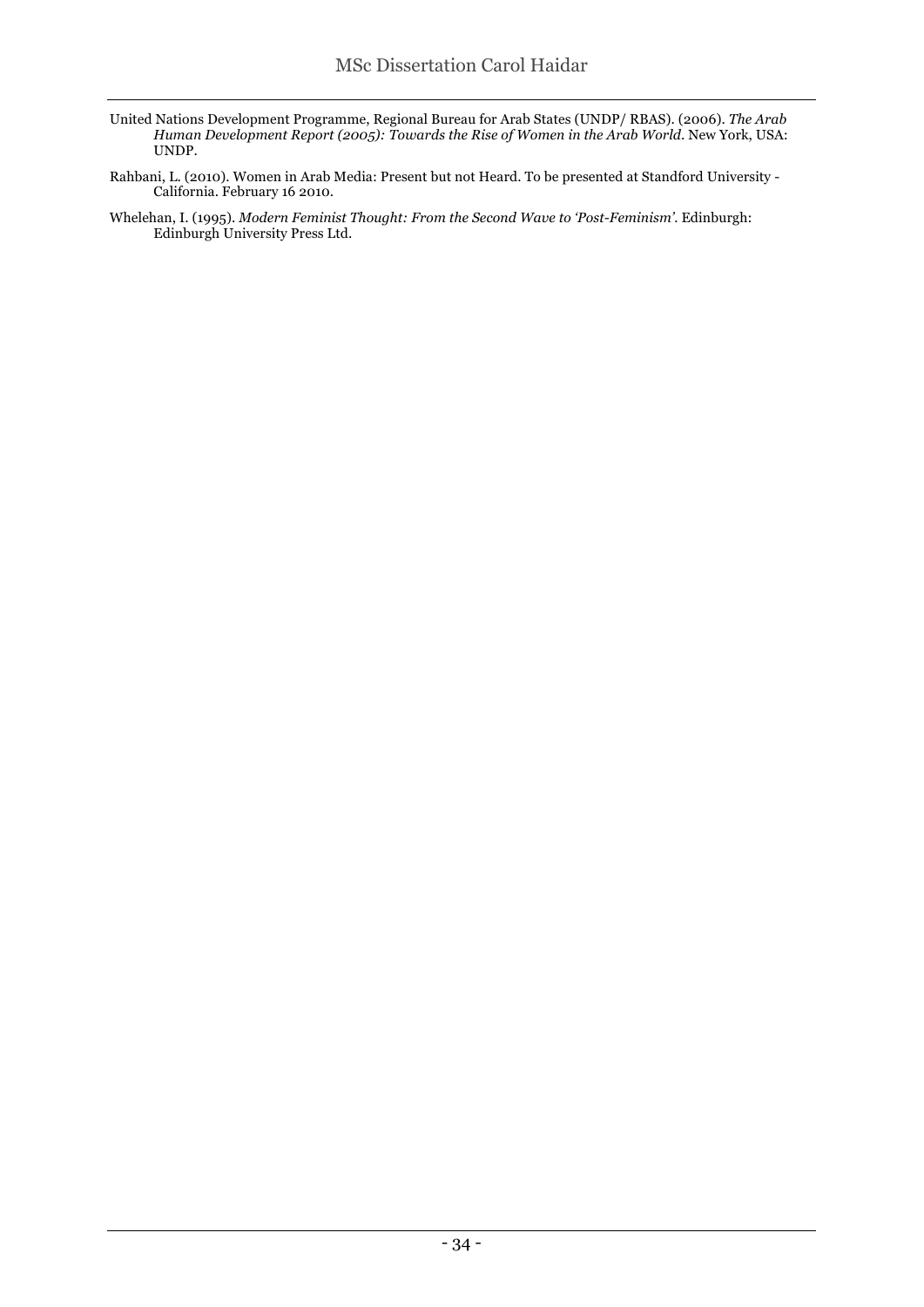United Nations Development Programme, Regional Bureau for Arab States (UNDP/ RBAS). (2006). *The Arab Human Development Report (2005): Towards the Rise of Women in the Arab World*. New York, USA: UNDP.

Rahbani, L. (2010). Women in Arab Media: Present but not Heard. To be presented at Standford University - California. February 16 2010.

Whelehan, I. (1995). *Modern Feminist Thought: From the Second Wave to 'Post-Feminism'*. Edinburgh: Edinburgh University Press Ltd.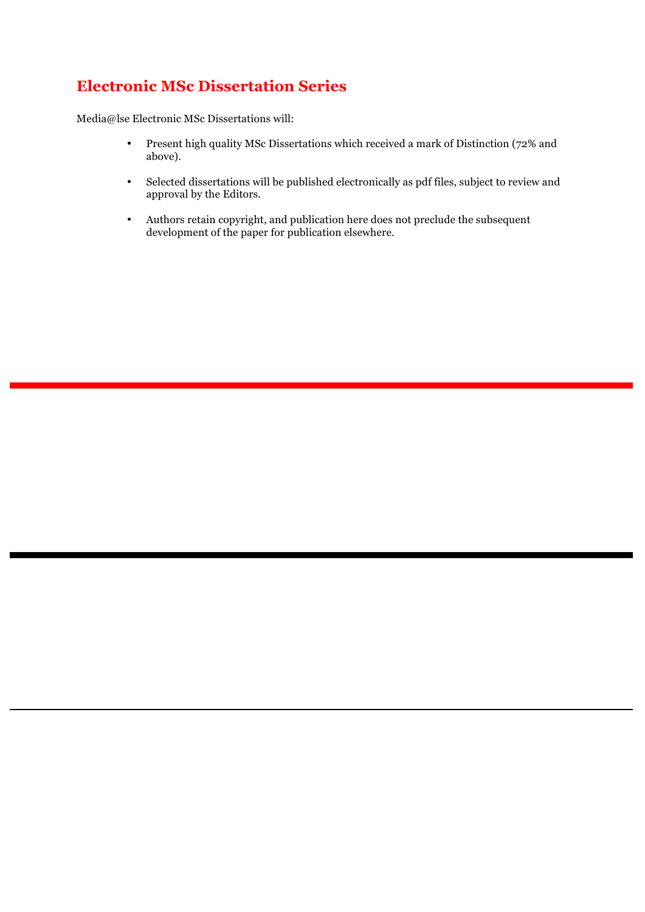## Electronic MSc Dissertation Series

Media@lse Electronic MSc Dissertations will:

- Present high quality MSc Dissertations which received a mark of Distinction (72% and above).
- Selected dissertations will be published electronically as pdf files, subject to review and approval by the Editors.
- Authors retain copyright, and publication here does not preclude the subsequent development of the paper for publication elsewhere.